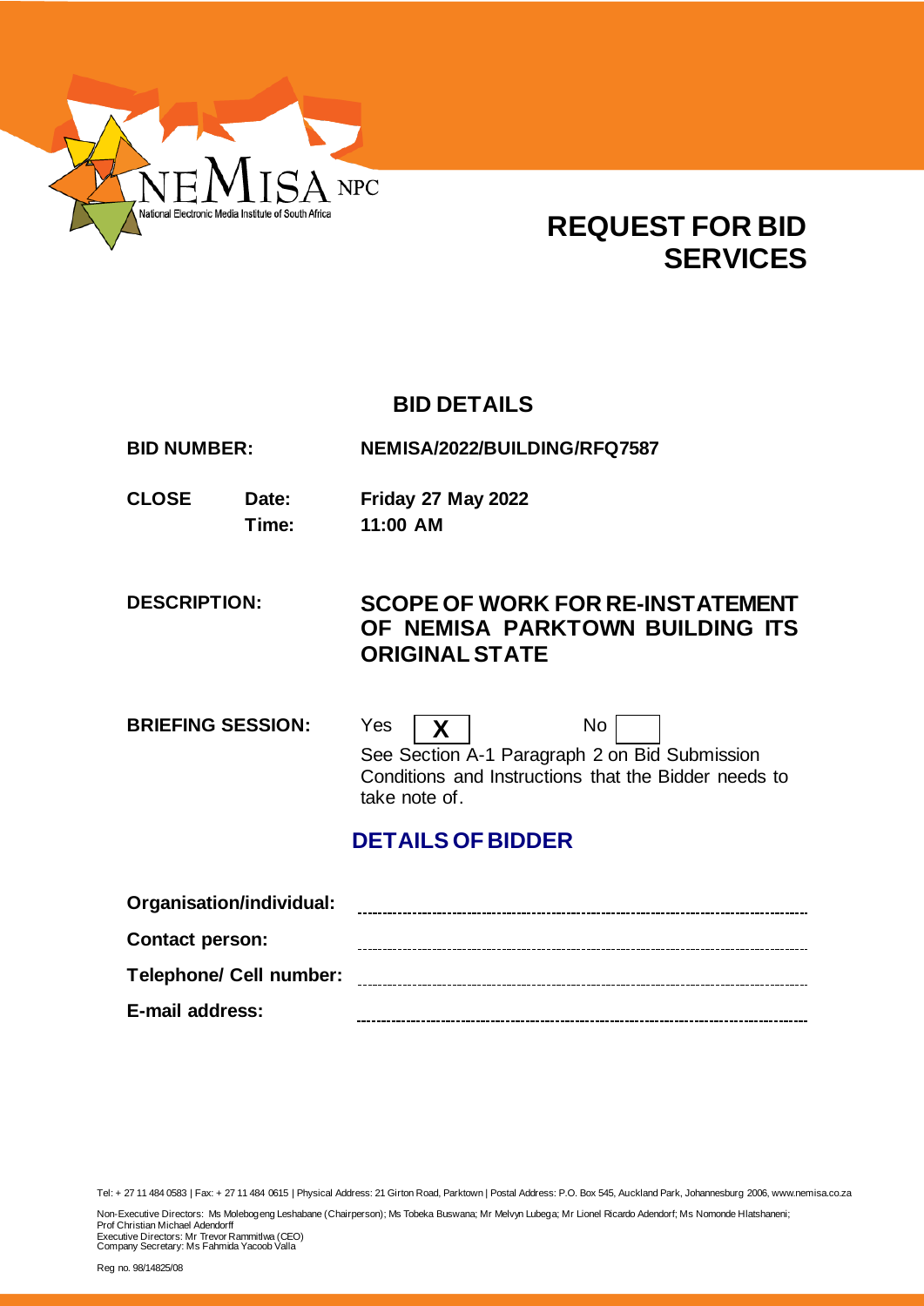NEMISA NPC

National Electronic Media Institute of South Africa

# REQUEST FOR BID SERVICES

## BID DETAILS

**BID NUMBER:** **NEMISA/2022/BUILDING/RFQ7587**

**CLOSE** **Date:** **Friday 27 May 2022**

**Time:** **11:00 AM**

**DESCRIPTION:** **SCOPE OF WORK FOR RE-INSTATEMENT OF NEMISA PARKTOWN BUILDING ITS ORIGINAL STATE**

**BRIEFING SESSION:** Yes **X** No

See Section A-1 Paragraph 2 on Bid Submission Conditions and Instructions that the Bidder needs to take note of.

## DETAILS OF BIDDER

**Organisation/individual:** ______________________________

**Contact person:** ______________________________

**Telephone/ Cell number:** ______________________________

**E-mail address:** ______________________________

Tel: + 27 11 484 0583 | Fax: + 27 11 484 0615 | Physical Address: 21 Girton Road, Parktown | Postal Address: P.O. Box 545, Auckland Park, Johannesburg 2006, www.nemisa.co.za

Non-Executive Directors: Ms Molebogeng Leshabane (Chairperson); Ms Tobeka Buswana; Mr Melvyn Lubega; Mr Lionel Ricardo Adendorf; Ms Nomonde Hlatshaneni; Prof Christian Michael Adendorff
Executive Directors: Mr Trevor Rammitlwa (CEO)
Company Secretary: Ms Fahmida Yacoob Valla

Reg no. 98/14825/08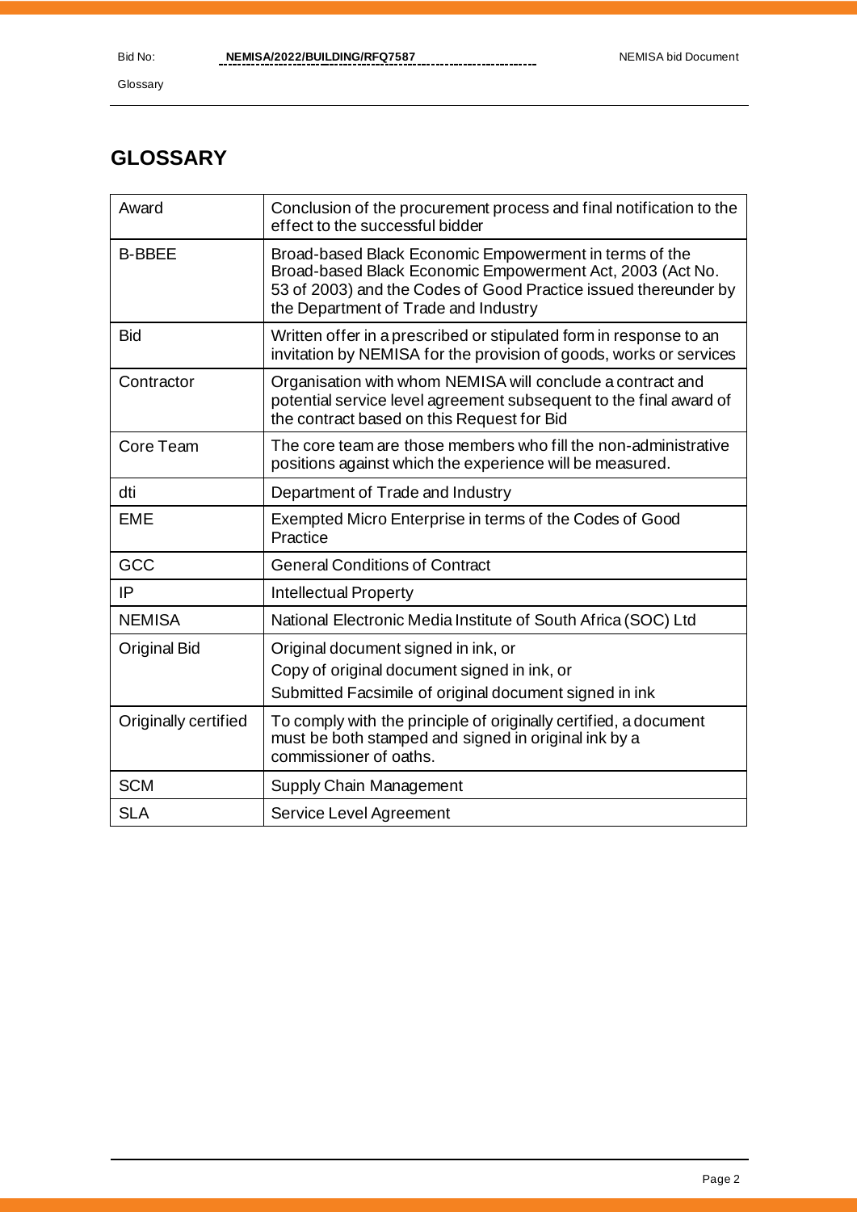## GLOSSARY

| | |
|---|---|
| Award | Conclusion of the procurement process and final notification to the effect to the successful bidder |
| B-BBEE | Broad-based Black Economic Empowerment in terms of the Broad-based Black Economic Empowerment Act, 2003 (Act No. 53 of 2003) and the Codes of Good Practice issued thereunder by the Department of Trade and Industry |
| Bid | Written offer in a prescribed or stipulated form in response to an invitation by NEMISA for the provision of goods, works or services |
| Contractor | Organisation with whom NEMISA will conclude a contract and potential service level agreement subsequent to the final award of the contract based on this Request for Bid |
| Core Team | The core team are those members who fill the non-administrative positions against which the experience will be measured. |
| dti | Department of Trade and Industry |
| EME | Exempted Micro Enterprise in terms of the Codes of Good Practice |
| GCC | General Conditions of Contract |
| IP | Intellectual Property |
| NEMISA | National Electronic Media Institute of South Africa (SOC) Ltd |
| Original Bid | Original document signed in ink, or<br>Copy of original document signed in ink, or<br>Submitted Facsimile of original document signed in ink |
| Originally certified | To comply with the principle of originally certified, a document must be both stamped and signed in original ink by a commissioner of oaths. |
| SCM | Supply Chain Management |
| SLA | Service Level Agreement |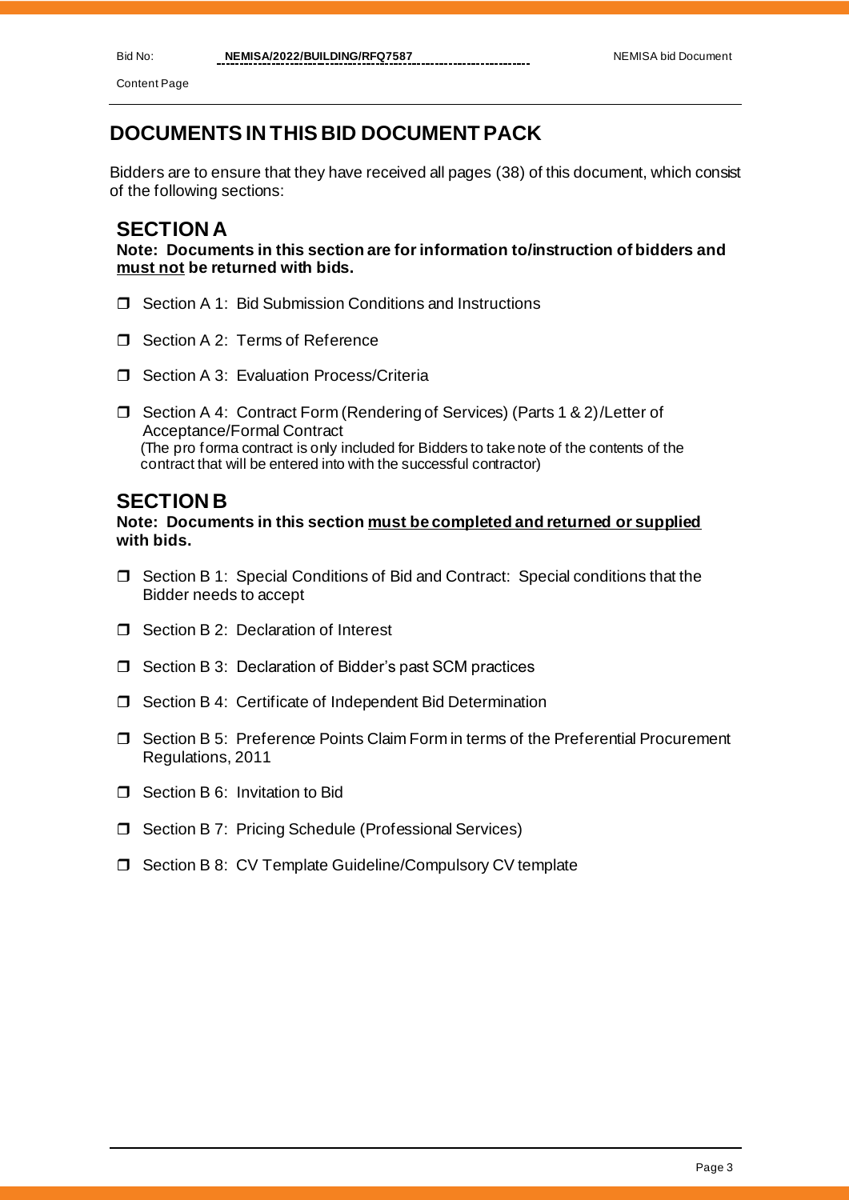# DOCUMENTS IN THIS BID DOCUMENT PACK

Bidders are to ensure that they have received all pages (38) of this document, which consist of the following sections:

## SECTION A

**Note: Documents in this section are for information to/instruction of bidders and <u>must not</u> be returned with bids.**

- ❒ Section A 1: Bid Submission Conditions and Instructions
- ❒ Section A 2: Terms of Reference
- ❒ Section A 3: Evaluation Process/Criteria
- ❒ Section A 4: Contract Form (Rendering of Services) (Parts 1 & 2)/Letter of Acceptance/Formal Contract
  (The pro forma contract is only included for Bidders to take note of the contents of the contract that will be entered into with the successful contractor)

## SECTION B

**Note: Documents in this section <u>must be completed and returned or supplied</u> with bids.**

- ❒ Section B 1: Special Conditions of Bid and Contract: Special conditions that the Bidder needs to accept
- ❒ Section B 2: Declaration of Interest
- ❒ Section B 3: Declaration of Bidder's past SCM practices
- ❒ Section B 4: Certificate of Independent Bid Determination
- ❒ Section B 5: Preference Points Claim Form in terms of the Preferential Procurement Regulations, 2011
- ❒ Section B 6: Invitation to Bid
- ❒ Section B 7: Pricing Schedule (Professional Services)
- ❒ Section B 8: CV Template Guideline/Compulsory CV template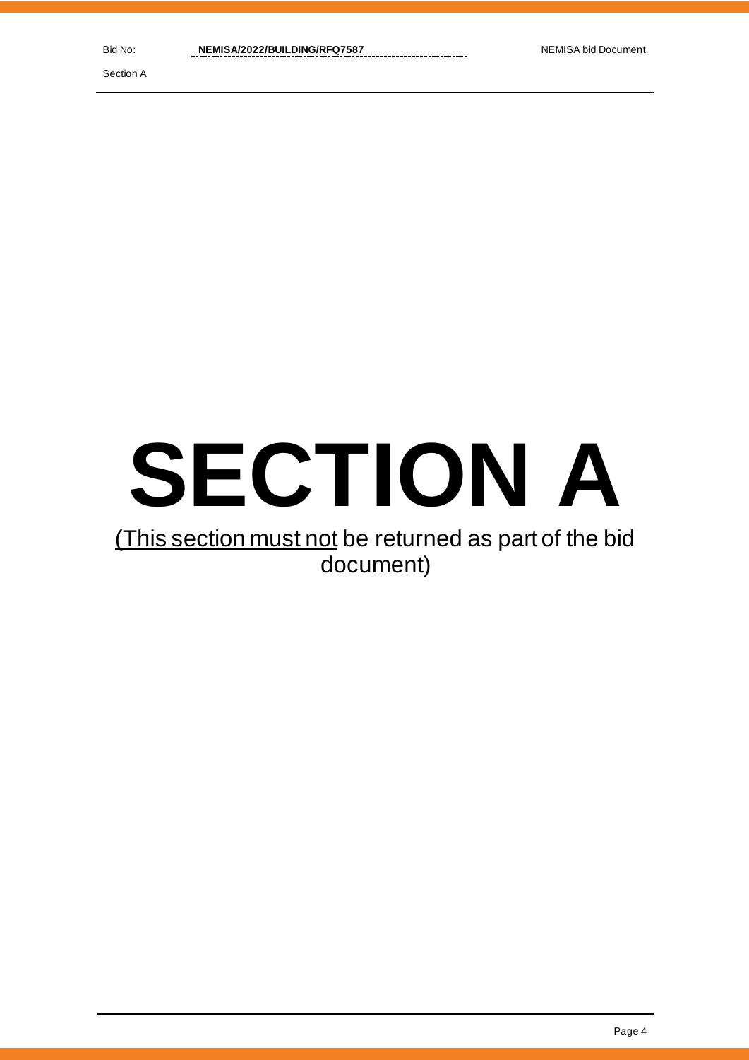# SECTION A

<u>(This section must not</u> be returned as part of the bid document)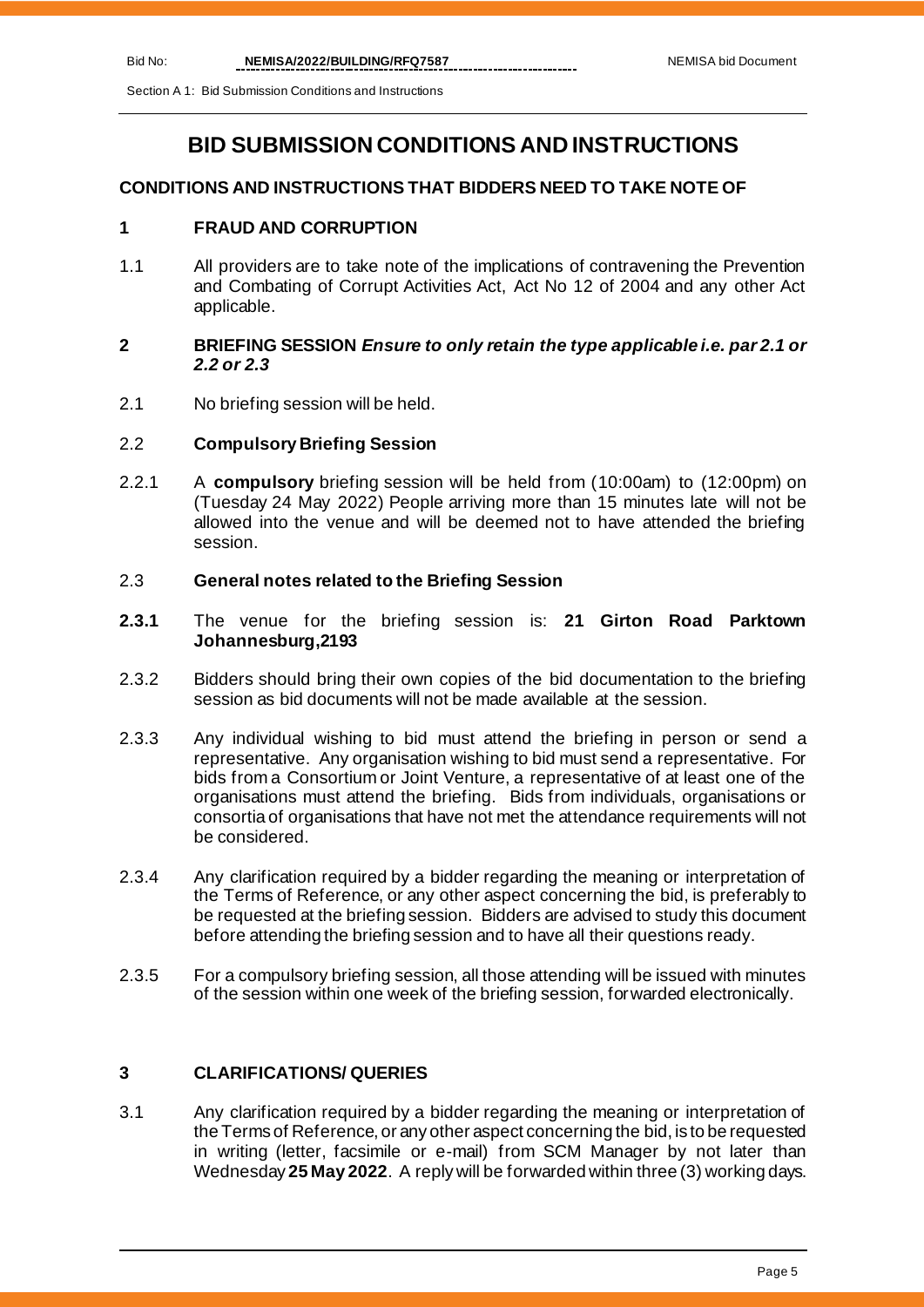# BID SUBMISSION CONDITIONS AND INSTRUCTIONS

## CONDITIONS AND INSTRUCTIONS THAT BIDDERS NEED TO TAKE NOTE OF

### 1 FRAUD AND CORRUPTION

1.1 All providers are to take note of the implications of contravening the Prevention and Combating of Corrupt Activities Act, Act No 12 of 2004 and any other Act applicable.

### 2 BRIEFING SESSION *Ensure to only retain the type applicable i.e. par 2.1 or 2.2 or 2.3*

2.1 No briefing session will be held.

2.2 **Compulsory Briefing Session**

2.2.1 A **compulsory** briefing session will be held from (10:00am) to (12:00pm) on (Tuesday 24 May 2022) People arriving more than 15 minutes late will not be allowed into the venue and will be deemed not to have attended the briefing session.

2.3 **General notes related to the Briefing Session**

**2.3.1** The venue for the briefing session is: **21 Girton Road Parktown Johannesburg,2193**

2.3.2 Bidders should bring their own copies of the bid documentation to the briefing session as bid documents will not be made available at the session.

2.3.3 Any individual wishing to bid must attend the briefing in person or send a representative. Any organisation wishing to bid must send a representative. For bids from a Consortium or Joint Venture, a representative of at least one of the organisations must attend the briefing. Bids from individuals, organisations or consortia of organisations that have not met the attendance requirements will not be considered.

2.3.4 Any clarification required by a bidder regarding the meaning or interpretation of the Terms of Reference, or any other aspect concerning the bid, is preferably to be requested at the briefing session. Bidders are advised to study this document before attending the briefing session and to have all their questions ready.

2.3.5 For a compulsory briefing session, all those attending will be issued with minutes of the session within one week of the briefing session, forwarded electronically.

### 3 CLARIFICATIONS/ QUERIES

3.1 Any clarification required by a bidder regarding the meaning or interpretation of the Terms of Reference, or any other aspect concerning the bid, is to be requested in writing (letter, facsimile or e-mail) from SCM Manager by not later than Wednesday **25 May 2022**. A reply will be forwarded within three (3) working days.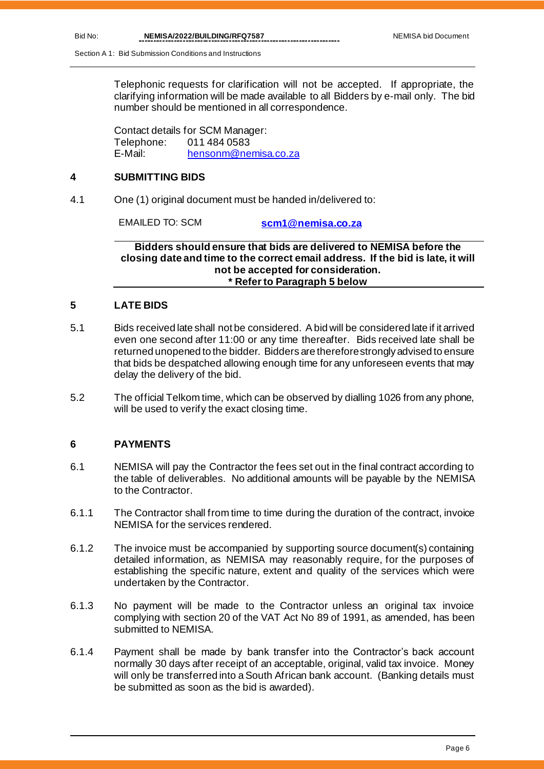Telephonic requests for clarification will not be accepted. If appropriate, the clarifying information will be made available to all Bidders by e-mail only. The bid number should be mentioned in all correspondence.

Contact details for SCM Manager:
Telephone: 011 484 0583
E-Mail: hensonm@nemisa.co.za

## 4 SUBMITTING BIDS

4.1 One (1) original document must be handed in/delivered to:

EMAILED TO: SCM **scm1@nemisa.co.za**

**Bidders should ensure that bids are delivered to NEMISA before the closing date and time to the correct email address. If the bid is late, it will not be accepted for consideration.**
**\* Refer to Paragraph 5 below**

## 5 LATE BIDS

5.1 Bids received late shall not be considered. A bid will be considered late if it arrived even one second after 11:00 or any time thereafter. Bids received late shall be returned unopened to the bidder. Bidders are therefore strongly advised to ensure that bids be despatched allowing enough time for any unforeseen events that may delay the delivery of the bid.

5.2 The official Telkom time, which can be observed by dialling 1026 from any phone, will be used to verify the exact closing time.

## 6 PAYMENTS

6.1 NEMISA will pay the Contractor the fees set out in the final contract according to the table of deliverables. No additional amounts will be payable by the NEMISA to the Contractor.

6.1.1 The Contractor shall from time to time during the duration of the contract, invoice NEMISA for the services rendered.

6.1.2 The invoice must be accompanied by supporting source document(s) containing detailed information, as NEMISA may reasonably require, for the purposes of establishing the specific nature, extent and quality of the services which were undertaken by the Contractor.

6.1.3 No payment will be made to the Contractor unless an original tax invoice complying with section 20 of the VAT Act No 89 of 1991, as amended, has been submitted to NEMISA.

6.1.4 Payment shall be made by bank transfer into the Contractor's back account normally 30 days after receipt of an acceptable, original, valid tax invoice. Money will only be transferred into a South African bank account. (Banking details must be submitted as soon as the bid is awarded).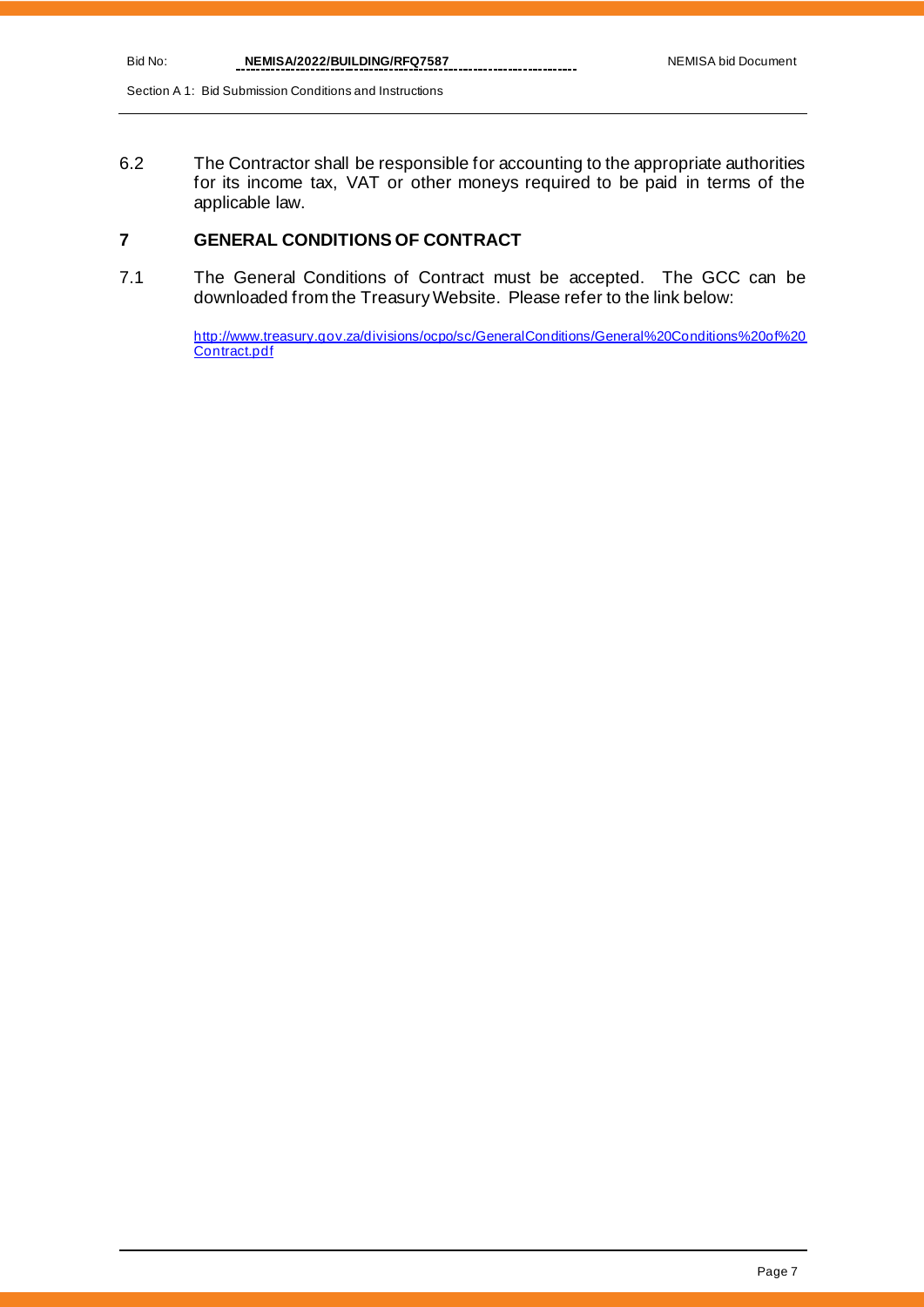6.2 The Contractor shall be responsible for accounting to the appropriate authorities for its income tax, VAT or other moneys required to be paid in terms of the applicable law.

## 7 GENERAL CONDITIONS OF CONTRACT

7.1 The General Conditions of Contract must be accepted. The GCC can be downloaded from the Treasury Website. Please refer to the link below:

http://www.treasury.gov.za/divisions/ocpo/sc/GeneralConditions/General%20Conditions%20of%20Contract.pdf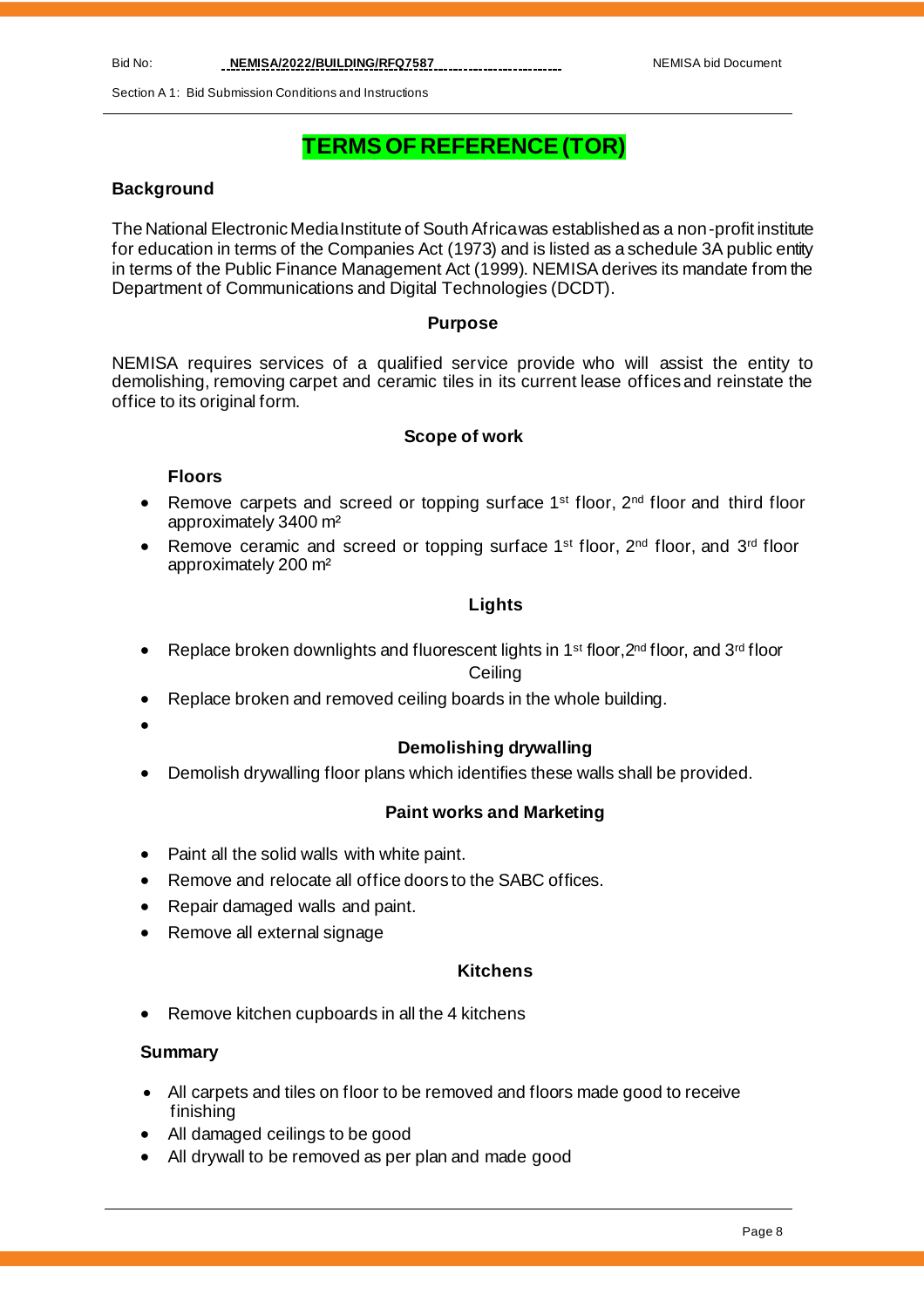# TERMS OF REFERENCE (TOR)

## Background

The National Electronic Media Institute of South Africa was established as a non-profit institute for education in terms of the Companies Act (1973) and is listed as a schedule 3A public entity in terms of the Public Finance Management Act (1999). NEMISA derives its mandate from the Department of Communications and Digital Technologies (DCDT).

## Purpose

NEMISA requires services of a qualified service provide who will assist the entity to demolishing, removing carpet and ceramic tiles in its current lease offices and reinstate the office to its original form.

## Scope of work

### Floors

- Remove carpets and screed or topping surface 1st floor, 2nd floor and third floor approximately 3400 m²
- Remove ceramic and screed or topping surface 1st floor, 2nd floor, and 3rd floor approximately 200 m²

### Lights

- Replace broken downlights and fluorescent lights in 1st floor, 2nd floor, and 3rd floor

### Ceiling

- Replace broken and removed ceiling boards in the whole building.
-

### Demolishing drywalling

- Demolish drywalling floor plans which identifies these walls shall be provided.

### Paint works and Marketing

- Paint all the solid walls with white paint.
- Remove and relocate all office doors to the SABC offices.
- Repair damaged walls and paint.
- Remove all external signage

### Kitchens

- Remove kitchen cupboards in all the 4 kitchens

### Summary

- All carpets and tiles on floor to be removed and floors made good to receive finishing
- All damaged ceilings to be good
- All drywall to be removed as per plan and made good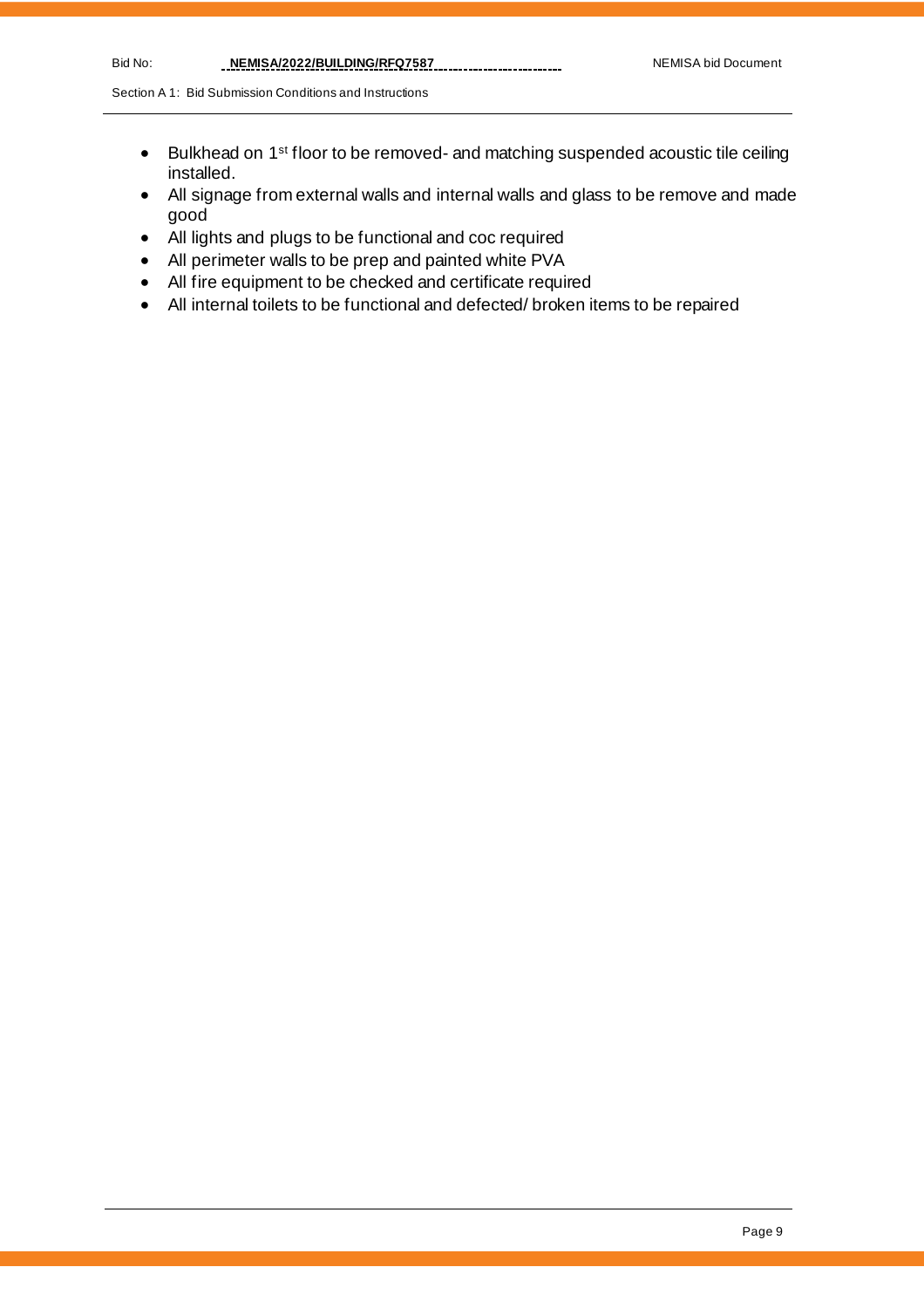- Bulkhead on 1st floor to be removed- and matching suspended acoustic tile ceiling installed.
- All signage from external walls and internal walls and glass to be remove and made good
- All lights and plugs to be functional and coc required
- All perimeter walls to be prep and painted white PVA
- All fire equipment to be checked and certificate required
- All internal toilets to be functional and defected/ broken items to be repaired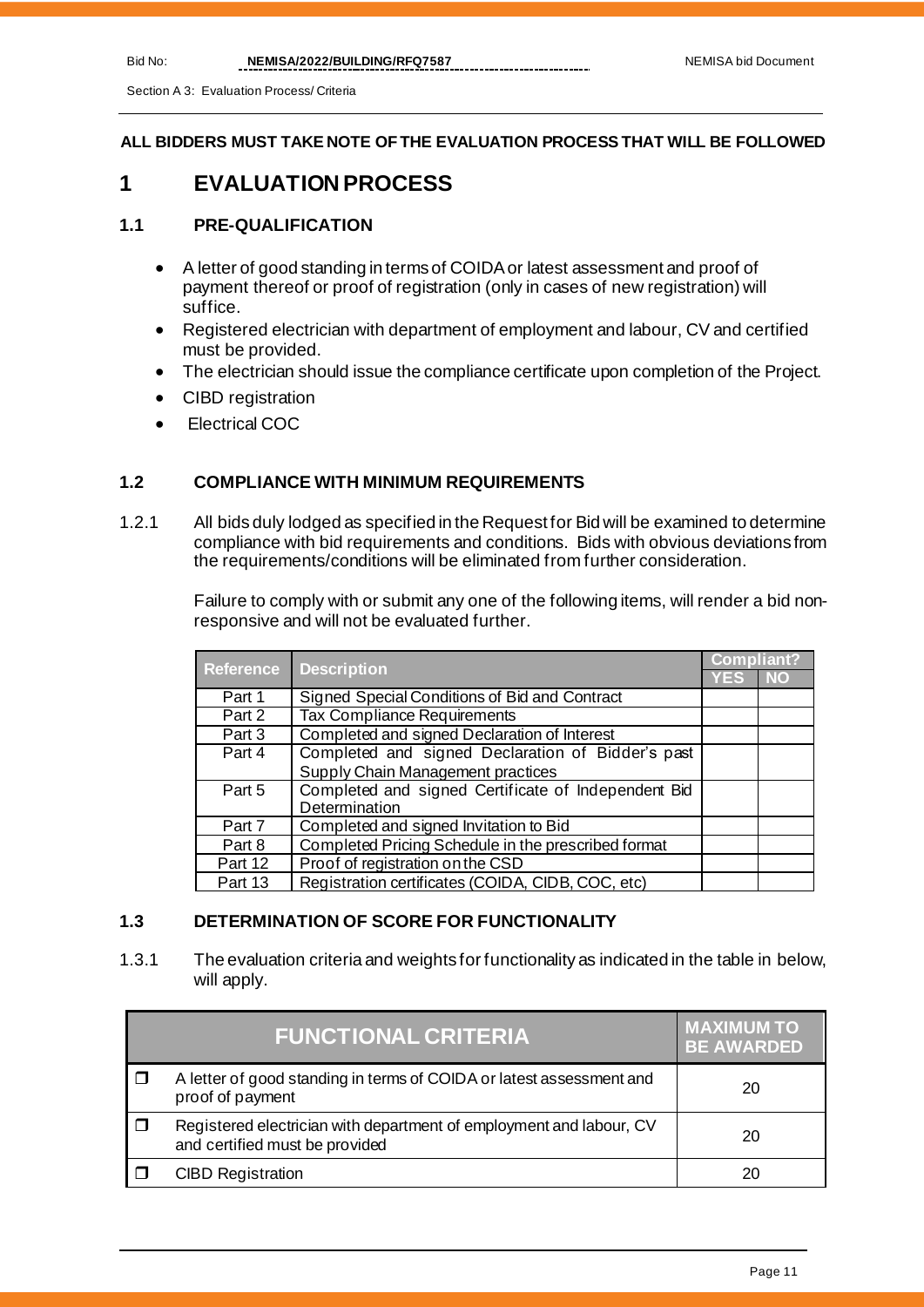**ALL BIDDERS MUST TAKE NOTE OF THE EVALUATION PROCESS THAT WILL BE FOLLOWED**

# 1 EVALUATION PROCESS

## 1.1 PRE-QUALIFICATION

- A letter of good standing in terms of COIDA or latest assessment and proof of payment thereof or proof of registration (only in cases of new registration) will suffice.
- Registered electrician with department of employment and labour, CV and certified must be provided.
- The electrician should issue the compliance certificate upon completion of the Project.
- CIBD registration
- Electrical COC

## 1.2 COMPLIANCE WITH MINIMUM REQUIREMENTS

1.2.1 All bids duly lodged as specified in the Request for Bid will be examined to determine compliance with bid requirements and conditions. Bids with obvious deviations from the requirements/conditions will be eliminated from further consideration.

Failure to comply with or submit any one of the following items, will render a bid non-responsive and will not be evaluated further.

| Reference | Description | Compliant? | |
|---|---|---|---|
| | | YES | NO |
| Part 1 | Signed Special Conditions of Bid and Contract | | |
| Part 2 | Tax Compliance Requirements | | |
| Part 3 | Completed and signed Declaration of Interest | | |
| Part 4 | Completed and signed Declaration of Bidder's past Supply Chain Management practices | | |
| Part 5 | Completed and signed Certificate of Independent Bid Determination | | |
| Part 7 | Completed and signed Invitation to Bid | | |
| Part 8 | Completed Pricing Schedule in the prescribed format | | |
| Part 12 | Proof of registration on the CSD | | |
| Part 13 | Registration certificates (COIDA, CIDB, COC, etc) | | |

## 1.3 DETERMINATION OF SCORE FOR FUNCTIONALITY

1.3.1 The evaluation criteria and weights for functionality as indicated in the table in below, will apply.

| | FUNCTIONAL CRITERIA | MAXIMUM TO BE AWARDED |
|---|---|---|
| ❒ | A letter of good standing in terms of COIDA or latest assessment and proof of payment | 20 |
| ❒ | Registered electrician with department of employment and labour, CV and certified must be provided | 20 |
| ❒ | CIBD Registration | 20 |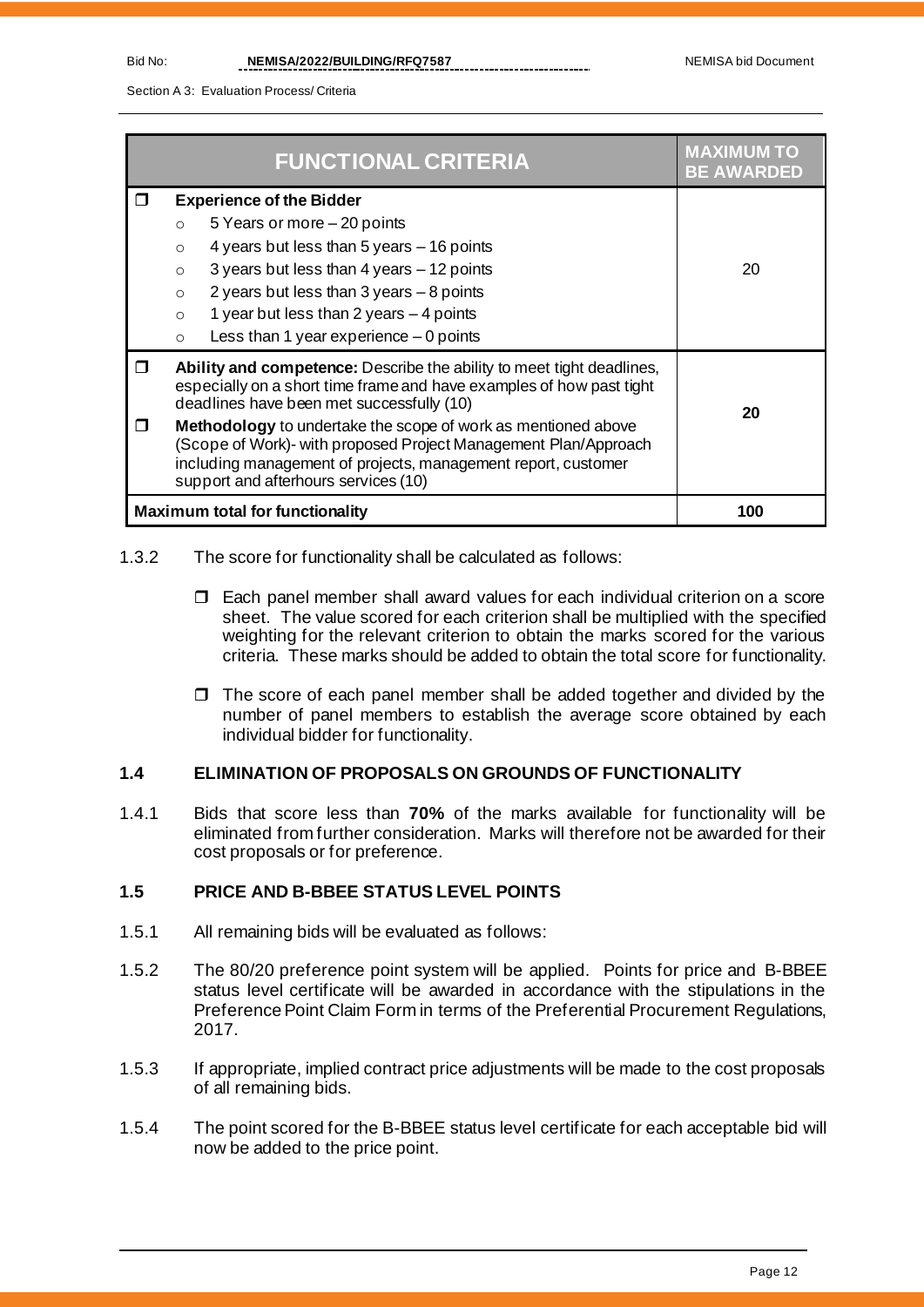| FUNCTIONAL CRITERIA | MAXIMUM TO BE AWARDED |
|---|---|
| ❒ **Experience of the Bidder**<br>○ 5 Years or more – 20 points<br>○ 4 years but less than 5 years – 16 points<br>○ 3 years but less than 4 years – 12 points<br>○ 2 years but less than 3 years – 8 points<br>○ 1 year but less than 2 years – 4 points<br>○ Less than 1 year experience – 0 points | 20 |
| ❒ **Ability and competence:** Describe the ability to meet tight deadlines, especially on a short time frame and have examples of how past tight deadlines have been met successfully (10)<br>❒ **Methodology** to undertake the scope of work as mentioned above (Scope of Work)- with proposed Project Management Plan/Approach including management of projects, management report, customer support and afterhours services (10) | **20** |
| **Maximum total for functionality** | **100** |

1.3.2 The score for functionality shall be calculated as follows:

- ❒ Each panel member shall award values for each individual criterion on a score sheet. The value scored for each criterion shall be multiplied with the specified weighting for the relevant criterion to obtain the marks scored for the various criteria. These marks should be added to obtain the total score for functionality.

- ❒ The score of each panel member shall be added together and divided by the number of panel members to establish the average score obtained by each individual bidder for functionality.

### 1.4 ELIMINATION OF PROPOSALS ON GROUNDS OF FUNCTIONALITY

1.4.1 Bids that score less than **70%** of the marks available for functionality will be eliminated from further consideration. Marks will therefore not be awarded for their cost proposals or for preference.

### 1.5 PRICE AND B-BBEE STATUS LEVEL POINTS

1.5.1 All remaining bids will be evaluated as follows:

1.5.2 The 80/20 preference point system will be applied. Points for price and B-BBEE status level certificate will be awarded in accordance with the stipulations in the Preference Point Claim Form in terms of the Preferential Procurement Regulations, 2017.

1.5.3 If appropriate, implied contract price adjustments will be made to the cost proposals of all remaining bids.

1.5.4 The point scored for the B-BBEE status level certificate for each acceptable bid will now be added to the price point.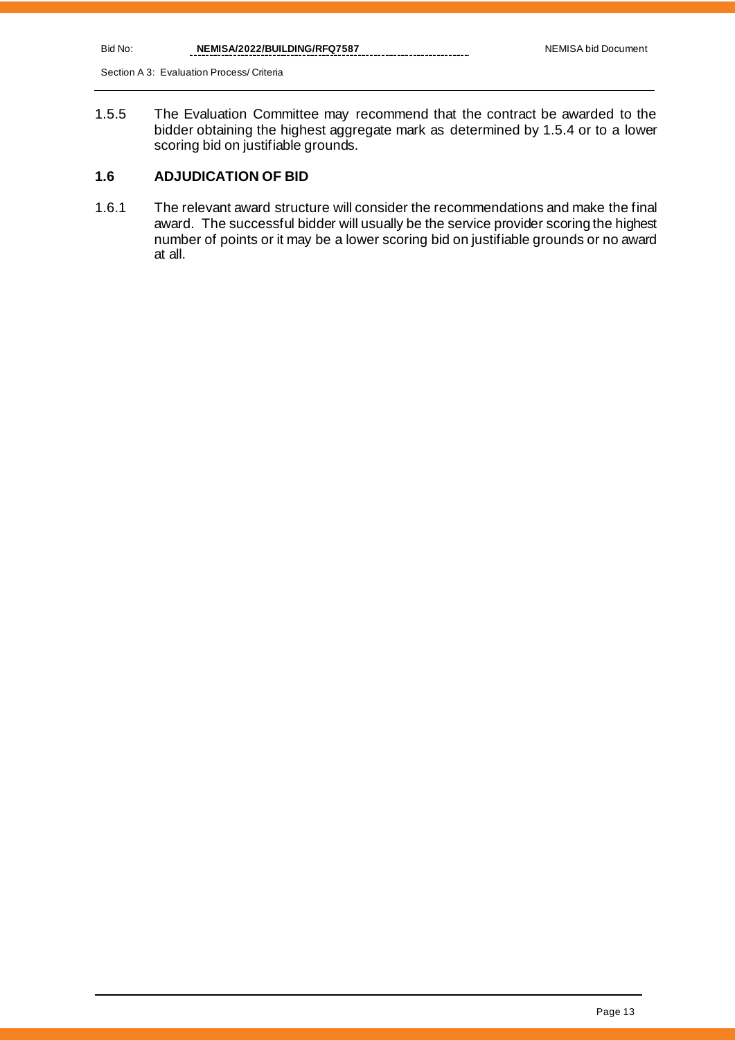1.5.5 The Evaluation Committee may recommend that the contract be awarded to the bidder obtaining the highest aggregate mark as determined by 1.5.4 or to a lower scoring bid on justifiable grounds.

## 1.6 ADJUDICATION OF BID

1.6.1 The relevant award structure will consider the recommendations and make the final award. The successful bidder will usually be the service provider scoring the highest number of points or it may be a lower scoring bid on justifiable grounds or no award at all.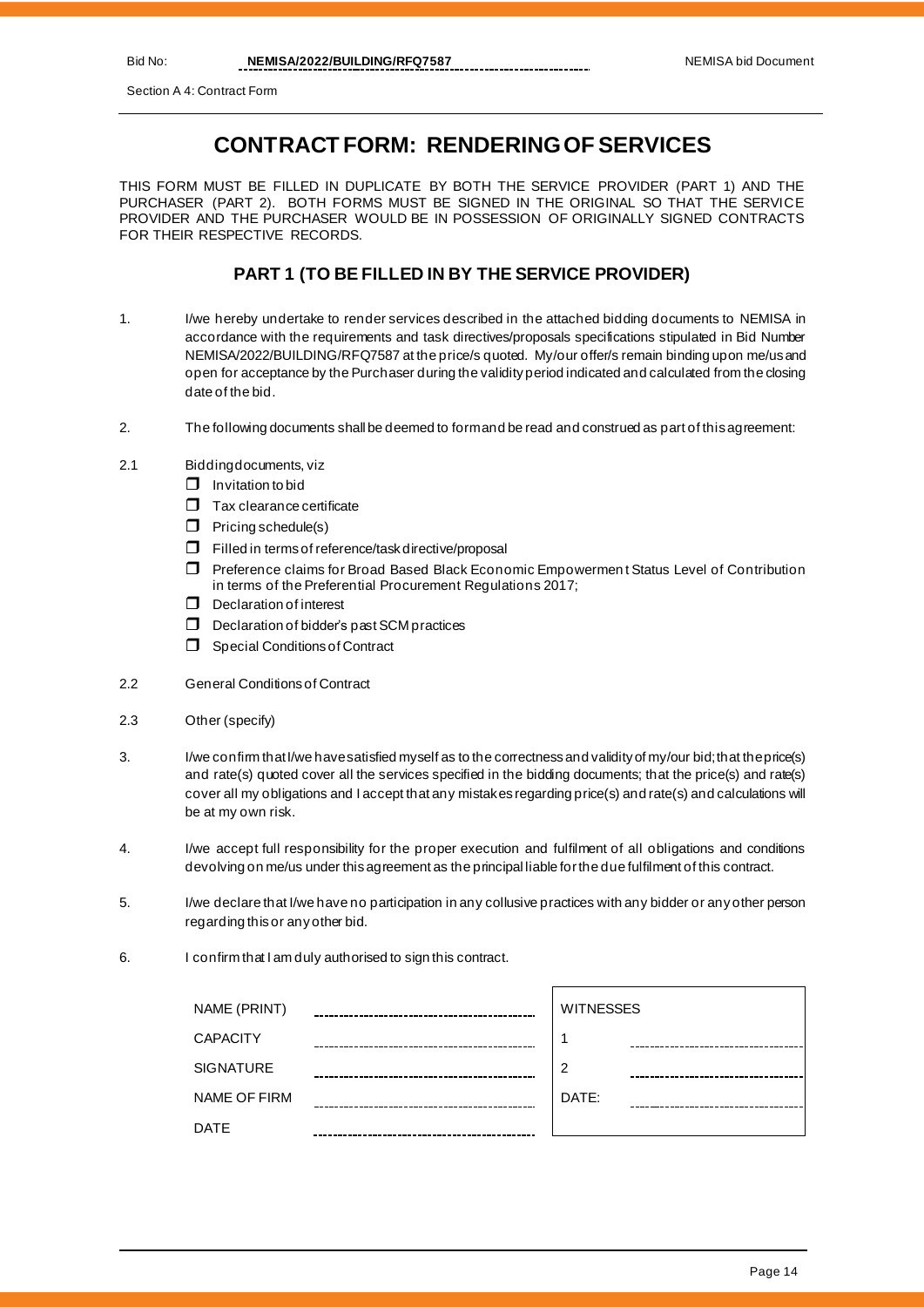Section A 4: Contract Form

# CONTRACT FORM: RENDERING OF SERVICES

THIS FORM MUST BE FILLED IN DUPLICATE BY BOTH THE SERVICE PROVIDER (PART 1) AND THE PURCHASER (PART 2). BOTH FORMS MUST BE SIGNED IN THE ORIGINAL SO THAT THE SERVICE PROVIDER AND THE PURCHASER WOULD BE IN POSSESSION OF ORIGINALLY SIGNED CONTRACTS FOR THEIR RESPECTIVE RECORDS.

## PART 1 (TO BE FILLED IN BY THE SERVICE PROVIDER)

1. I/we hereby undertake to render services described in the attached bidding documents to NEMISA in accordance with the requirements and task directives/proposals specifications stipulated in Bid Number NEMISA/2022/BUILDING/RFQ7587 at the price/s quoted. My/our offer/s remain binding upon me/us and open for acceptance by the Purchaser during the validity period indicated and calculated from the closing date of the bid.

2. The following documents shall be deemed to form and be read and construed as part of this agreement:

2.1 Bidding documents, viz
- ☐ Invitation to bid
- ☐ Tax clearance certificate
- ☐ Pricing schedule(s)
- ☐ Filled in terms of reference/task directive/proposal
- ☐ Preference claims for Broad Based Black Economic Empowerment Status Level of Contribution in terms of the Preferential Procurement Regulations 2017;
- ☐ Declaration of interest
- ☐ Declaration of bidder's past SCM practices
- ☐ Special Conditions of Contract

2.2 General Conditions of Contract

2.3 Other (specify)

3. I/we confirm that I/we have satisfied myself as to the correctness and validity of my/our bid; that the price(s) and rate(s) quoted cover all the services specified in the bidding documents; that the price(s) and rate(s) cover all my obligations and I accept that any mistakes regarding price(s) and rate(s) and calculations will be at my own risk.

4. I/we accept full responsibility for the proper execution and fulfilment of all obligations and conditions devolving on me/us under this agreement as the principal liable for the due fulfilment of this contract.

5. I/we declare that I/we have no participation in any collusive practices with any bidder or any other person regarding this or any other bid.

6. I confirm that I am duly authorised to sign this contract.

| | | WITNESSES | |
|---|---|---|---|
| NAME (PRINT) | ........................................ | 1 | ........................................ |
| CAPACITY | ........................................ | 2 | ........................................ |
| SIGNATURE | ........................................ | DATE: | ........................................ |
| NAME OF FIRM | ........................................ | | |
| DATE | ........................................ | | |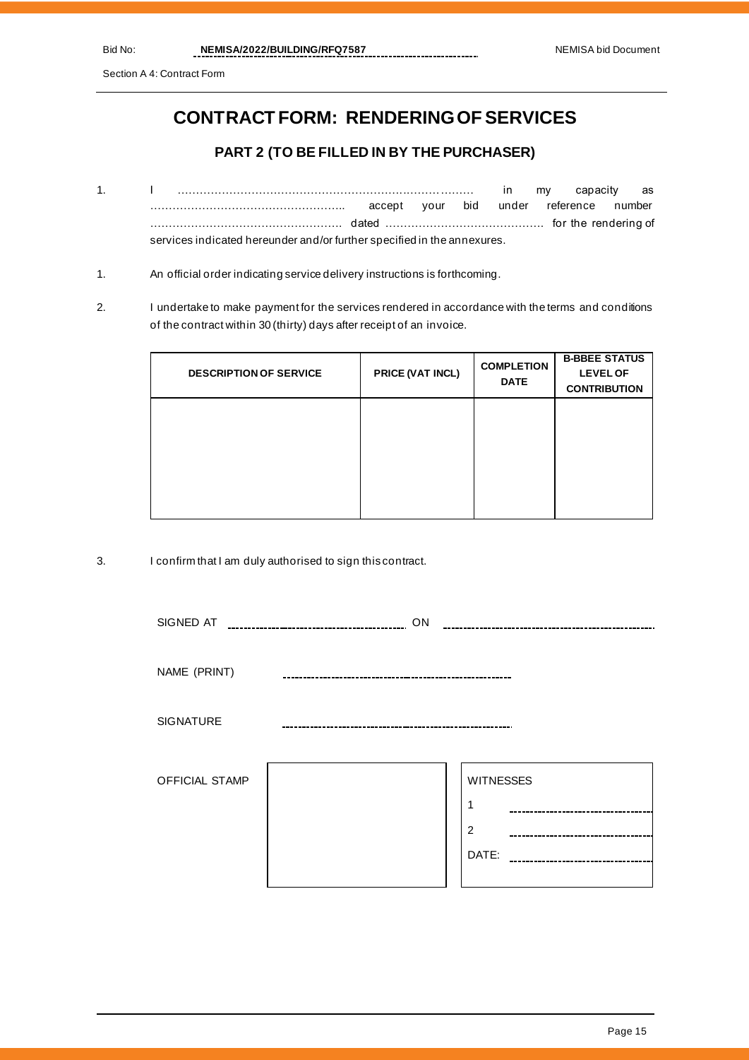Section A 4: Contract Form

# CONTRACT FORM: RENDERING OF SERVICES

## PART 2 (TO BE FILLED IN BY THE PURCHASER)

1. I ……………………………………………………………………… in my capacity as …………………………………………….. accept your bid under reference number ……………………………………………. dated ……………………………………. for the rendering of services indicated hereunder and/or further specified in the annexures.

1. An official order indicating service delivery instructions is forthcoming.

2. I undertake to make payment for the services rendered in accordance with the terms and conditions of the contract within 30 (thirty) days after receipt of an invoice.

| DESCRIPTION OF SERVICE | PRICE (VAT INCL) | COMPLETION DATE | B-BBEE STATUS LEVEL OF CONTRIBUTION |
|---|---|---|---|
| | | | |

3. I confirm that I am duly authorised to sign this contract.

SIGNED AT ………………………………………… ON …………………………………………

NAME (PRINT) …………………………………………

SIGNATURE …………………………………………

OFFICIAL STAMP

WITNESSES

1 …………………………………………

2 …………………………………………

DATE: …………………………………………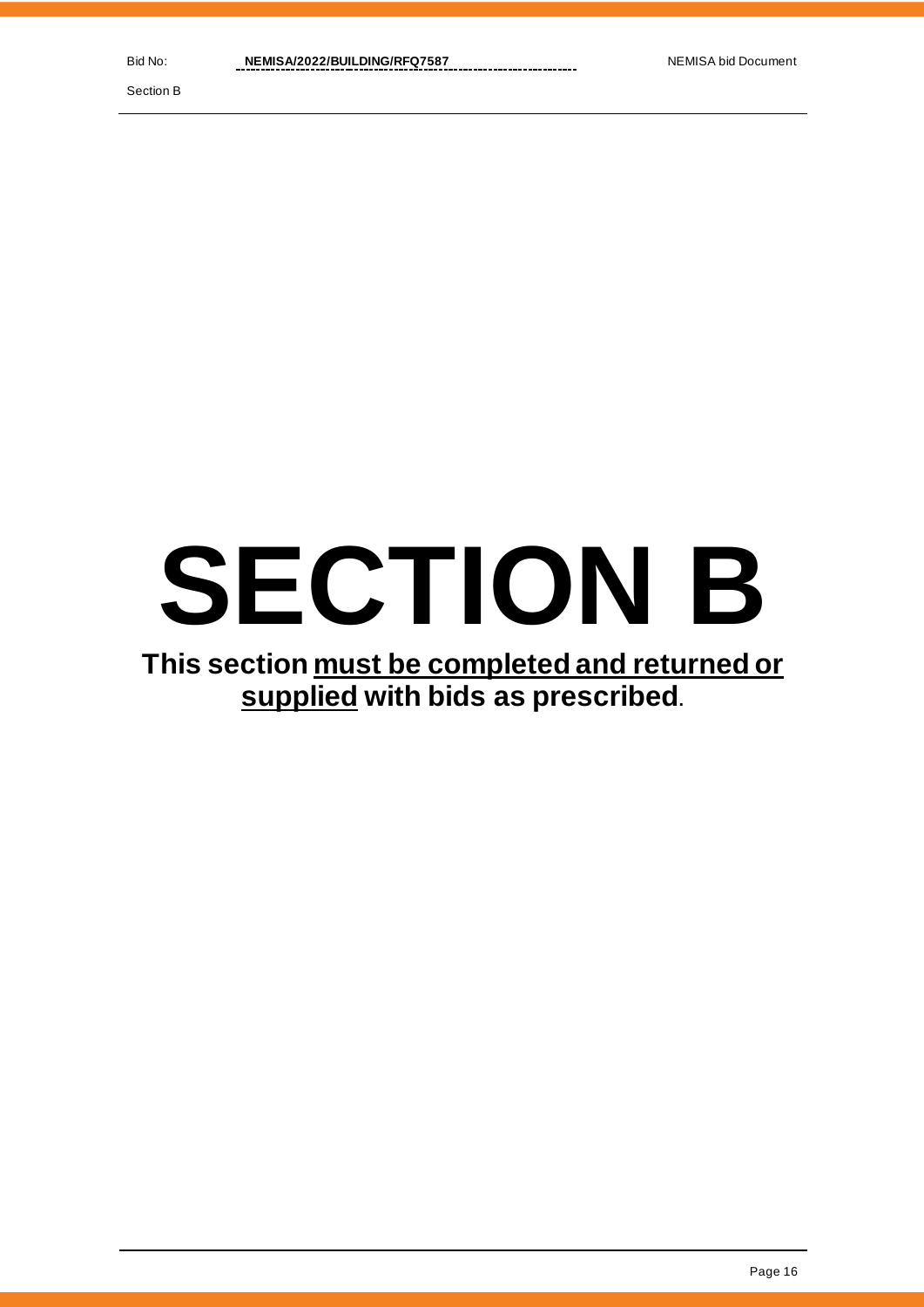# SECTION B

**This section <u>must be completed and returned or supplied</u> with bids as prescribed**.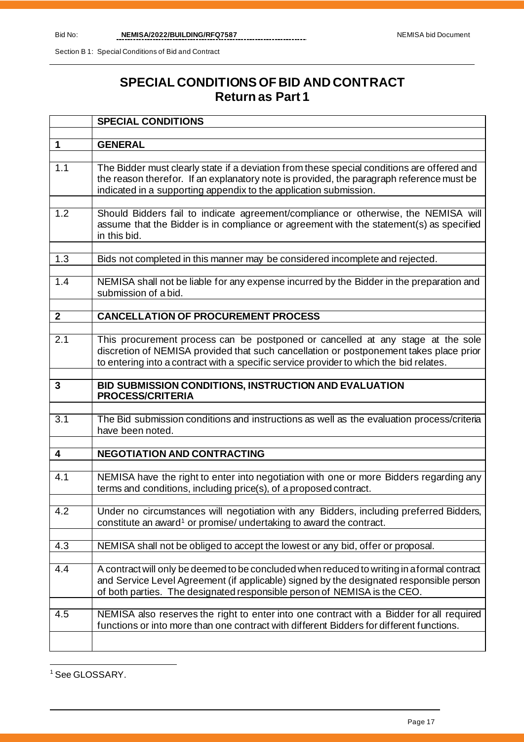# SPECIAL CONDITIONS OF BID AND CONTRACT
## Return as Part 1

| | SPECIAL CONDITIONS |
|---|---|
| | |
| **1** | **GENERAL** |
| | |
| 1.1 | The Bidder must clearly state if a deviation from these special conditions are offered and the reason therefor. If an explanatory note is provided, the paragraph reference must be indicated in a supporting appendix to the application submission. |
| | |
| 1.2 | Should Bidders fail to indicate agreement/compliance or otherwise, the NEMISA will assume that the Bidder is in compliance or agreement with the statement(s) as specified in this bid. |
| | |
| 1.3 | Bids not completed in this manner may be considered incomplete and rejected. |
| | |
| 1.4 | NEMISA shall not be liable for any expense incurred by the Bidder in the preparation and submission of a bid. |
| | |
| **2** | **CANCELLATION OF PROCUREMENT PROCESS** |
| | |
| 2.1 | This procurement process can be postponed or cancelled at any stage at the sole discretion of NEMISA provided that such cancellation or postponement takes place prior to entering into a contract with a specific service provider to which the bid relates. |
| | |
| **3** | **BID SUBMISSION CONDITIONS, INSTRUCTION AND EVALUATION PROCESS/CRITERIA** |
| | |
| 3.1 | The Bid submission conditions and instructions as well as the evaluation process/criteria have been noted. |
| | |
| **4** | **NEGOTIATION AND CONTRACTING** |
| | |
| 4.1 | NEMISA have the right to enter into negotiation with one or more Bidders regarding any terms and conditions, including price(s), of a proposed contract. |
| | |
| 4.2 | Under no circumstances will negotiation with any Bidders, including preferred Bidders, constitute an award[1] or promise/ undertaking to award the contract. |
| | |
| 4.3 | NEMISA shall not be obliged to accept the lowest or any bid, offer or proposal. |
| | |
| 4.4 | A contract will only be deemed to be concluded when reduced to writing in a formal contract and Service Level Agreement (if applicable) signed by the designated responsible person of both parties. The designated responsible person of NEMISA is the CEO. |
| | |
| 4.5 | NEMISA also reserves the right to enter into one contract with a Bidder for all required functions or into more than one contract with different Bidders for different functions. |
| | |

[1] See GLOSSARY.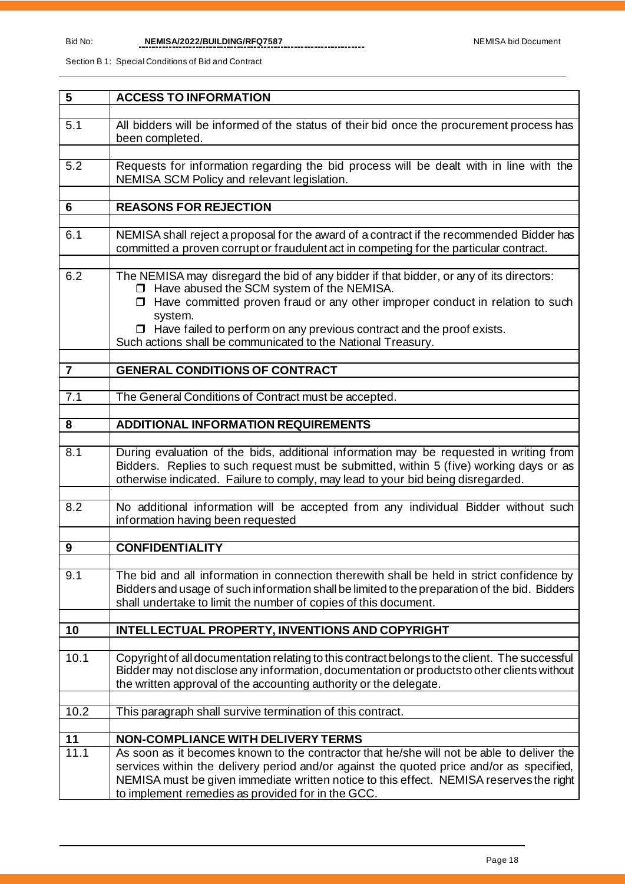| 5 | **ACCESS TO INFORMATION** |
|---|---|
| | |
| 5.1 | All bidders will be informed of the status of their bid once the procurement process has been completed. |
| | |
| 5.2 | Requests for information regarding the bid process will be dealt with in line with the NEMISA SCM Policy and relevant legislation. |
| | |
| **6** | **REASONS FOR REJECTION** |
| | |
| 6.1 | NEMISA shall reject a proposal for the award of a contract if the recommended Bidder has committed a proven corrupt or fraudulent act in competing for the particular contract. |
| | |
| 6.2 | The NEMISA may disregard the bid of any bidder if that bidder, or any of its directors:<br>❒ Have abused the SCM system of the NEMISA.<br>❒ Have committed proven fraud or any other improper conduct in relation to such system.<br>❒ Have failed to perform on any previous contract and the proof exists.<br>Such actions shall be communicated to the National Treasury. |
| | |
| **7** | **GENERAL CONDITIONS OF CONTRACT** |
| | |
| 7.1 | The General Conditions of Contract must be accepted. |
| | |
| **8** | **ADDITIONAL INFORMATION REQUIREMENTS** |
| | |
| 8.1 | During evaluation of the bids, additional information may be requested in writing from Bidders. Replies to such request must be submitted, within 5 (five) working days or as otherwise indicated. Failure to comply, may lead to your bid being disregarded. |
| | |
| 8.2 | No additional information will be accepted from any individual Bidder without such information having been requested |
| | |
| **9** | **CONFIDENTIALITY** |
| | |
| 9.1 | The bid and all information in connection therewith shall be held in strict confidence by Bidders and usage of such information shall be limited to the preparation of the bid. Bidders shall undertake to limit the number of copies of this document. |
| | |
| **10** | **INTELLECTUAL PROPERTY, INVENTIONS AND COPYRIGHT** |
| | |
| 10.1 | Copyright of all documentation relating to this contract belongs to the client. The successful Bidder may not disclose any information, documentation or products to other clients without the written approval of the accounting authority or the delegate. |
| | |
| 10.2 | This paragraph shall survive termination of this contract. |
| | |
| **11** | **NON-COMPLIANCE WITH DELIVERY TERMS** |
| 11.1 | As soon as it becomes known to the contractor that he/she will not be able to deliver the services within the delivery period and/or against the quoted price and/or as specified, NEMISA must be given immediate written notice to this effect. NEMISA reserves the right to implement remedies as provided for in the GCC. |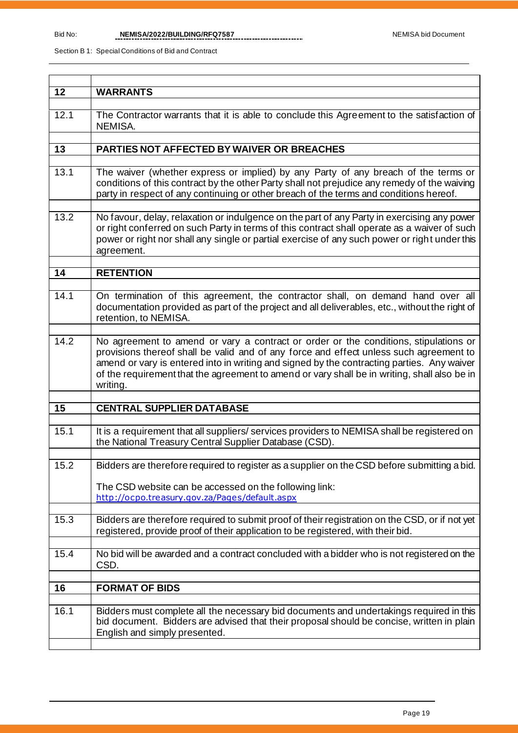| | |
|---|---|
| **12** | **WARRANTS** |
| 12.1 | The Contractor warrants that it is able to conclude this Agreement to the satisfaction of NEMISA. |
| **13** | **PARTIES NOT AFFECTED BY WAIVER OR BREACHES** |
| 13.1 | The waiver (whether express or implied) by any Party of any breach of the terms or conditions of this contract by the other Party shall not prejudice any remedy of the waiving party in respect of any continuing or other breach of the terms and conditions hereof. |
| 13.2 | No favour, delay, relaxation or indulgence on the part of any Party in exercising any power or right conferred on such Party in terms of this contract shall operate as a waiver of such power or right nor shall any single or partial exercise of any such power or right under this agreement. |
| **14** | **RETENTION** |
| 14.1 | On termination of this agreement, the contractor shall, on demand hand over all documentation provided as part of the project and all deliverables, etc., without the right of retention, to NEMISA. |
| 14.2 | No agreement to amend or vary a contract or order or the conditions, stipulations or provisions thereof shall be valid and of any force and effect unless such agreement to amend or vary is entered into in writing and signed by the contracting parties. Any waiver of the requirement that the agreement to amend or vary shall be in writing, shall also be in writing. |
| **15** | **CENTRAL SUPPLIER DATABASE** |
| 15.1 | It is a requirement that all suppliers/ services providers to NEMISA shall be registered on the National Treasury Central Supplier Database (CSD). |
| 15.2 | Bidders are therefore required to register as a supplier on the CSD before submitting a bid.<br><br>The CSD website can be accessed on the following link:<br>http://ocpo.treasury.gov.za/Pages/default.aspx |
| 15.3 | Bidders are therefore required to submit proof of their registration on the CSD, or if not yet registered, provide proof of their application to be registered, with their bid. |
| 15.4 | No bid will be awarded and a contract concluded with a bidder who is not registered on the CSD. |
| **16** | **FORMAT OF BIDS** |
| 16.1 | Bidders must complete all the necessary bid documents and undertakings required in this bid document. Bidders are advised that their proposal should be concise, written in plain English and simply presented. |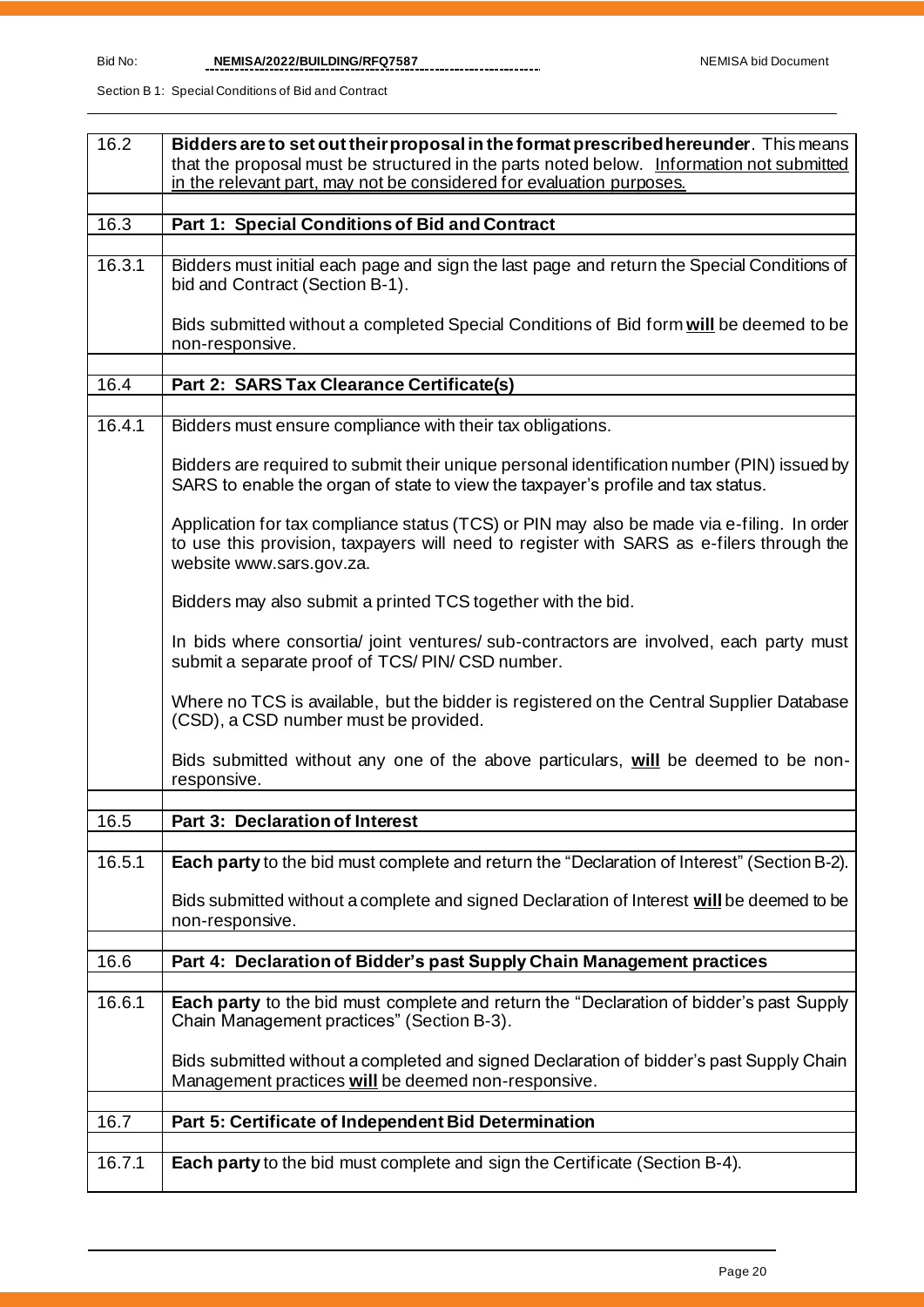| | |
|---|---|
| 16.2 | **Bidders are to set out their proposal in the format prescribed hereunder**. This means that the proposal must be structured in the parts noted below. Information not submitted in the relevant part, may not be considered for evaluation purposes. |
| | |
| 16.3 | **Part 1: Special Conditions of Bid and Contract** |
| | |
| 16.3.1 | Bidders must initial each page and sign the last page and return the Special Conditions of bid and Contract (Section B-1).<br><br>Bids submitted without a completed Special Conditions of Bid form **will** be deemed to be non-responsive. |
| | |
| 16.4 | **Part 2: SARS Tax Clearance Certificate(s)** |
| | |
| 16.4.1 | Bidders must ensure compliance with their tax obligations.<br><br>Bidders are required to submit their unique personal identification number (PIN) issued by SARS to enable the organ of state to view the taxpayer's profile and tax status.<br><br>Application for tax compliance status (TCS) or PIN may also be made via e-filing. In order to use this provision, taxpayers will need to register with SARS as e-filers through the website www.sars.gov.za.<br><br>Bidders may also submit a printed TCS together with the bid.<br><br>In bids where consortia/ joint ventures/ sub-contractors are involved, each party must submit a separate proof of TCS/ PIN/ CSD number.<br><br>Where no TCS is available, but the bidder is registered on the Central Supplier Database (CSD), a CSD number must be provided.<br><br>Bids submitted without any one of the above particulars, **will** be deemed to be non-responsive. |
| | |
| 16.5 | **Part 3: Declaration of Interest** |
| | |
| 16.5.1 | **Each party** to the bid must complete and return the "Declaration of Interest" (Section B-2).<br><br>Bids submitted without a complete and signed Declaration of Interest **will** be deemed to be non-responsive. |
| | |
| 16.6 | **Part 4: Declaration of Bidder's past Supply Chain Management practices** |
| | |
| 16.6.1 | **Each party** to the bid must complete and return the "Declaration of bidder's past Supply Chain Management practices" (Section B-3).<br><br>Bids submitted without a completed and signed Declaration of bidder's past Supply Chain Management practices **will** be deemed non-responsive. |
| | |
| 16.7 | **Part 5: Certificate of Independent Bid Determination** |
| | |
| 16.7.1 | **Each party** to the bid must complete and sign the Certificate (Section B-4). |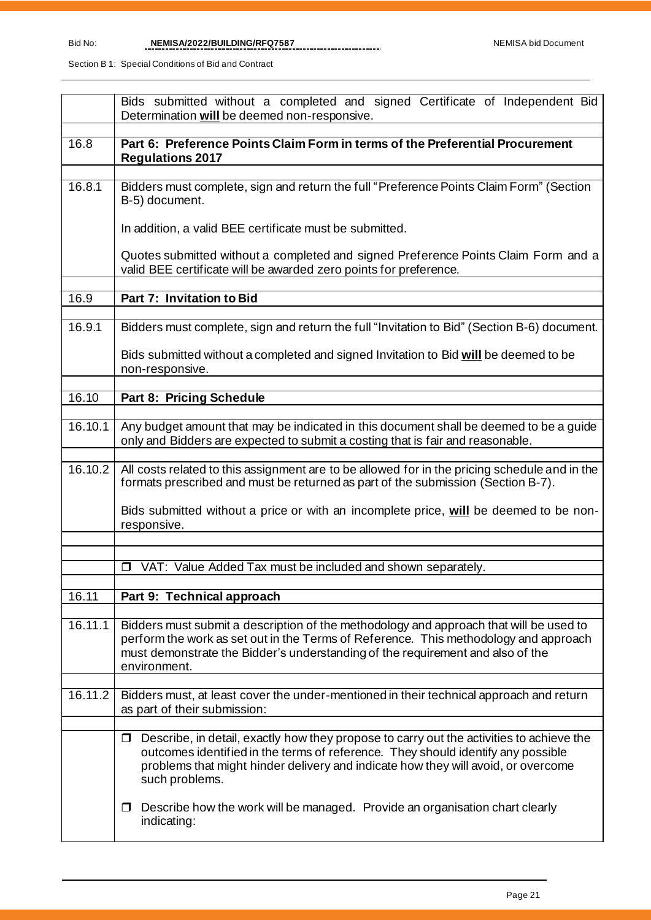| | |
|---|---|
| | Bids submitted without a completed and signed Certificate of Independent Bid Determination **will** be deemed non-responsive. |
| | |
| 16.8 | **Part 6: Preference Points Claim Form in terms of the Preferential Procurement Regulations 2017** |
| | |
| 16.8.1 | Bidders must complete, sign and return the full "Preference Points Claim Form" (Section B-5) document.<br><br>In addition, a valid BEE certificate must be submitted.<br><br>Quotes submitted without a completed and signed Preference Points Claim Form and a valid BEE certificate will be awarded zero points for preference. |
| | |
| 16.9 | **Part 7: Invitation to Bid** |
| | |
| 16.9.1 | Bidders must complete, sign and return the full "Invitation to Bid" (Section B-6) document.<br><br>Bids submitted without a completed and signed Invitation to Bid **will** be deemed to be non-responsive. |
| | |
| 16.10 | **Part 8: Pricing Schedule** |
| | |
| 16.10.1 | Any budget amount that may be indicated in this document shall be deemed to be a guide only and Bidders are expected to submit a costing that is fair and reasonable. |
| | |
| 16.10.2 | All costs related to this assignment are to be allowed for in the pricing schedule and in the formats prescribed and must be returned as part of the submission (Section B-7).<br><br>Bids submitted without a price or with an incomplete price, **will** be deemed to be non-responsive. |
| | |
| | |
| | ❒ VAT: Value Added Tax must be included and shown separately. |
| | |
| 16.11 | **Part 9: Technical approach** |
| | |
| 16.11.1 | Bidders must submit a description of the methodology and approach that will be used to perform the work as set out in the Terms of Reference. This methodology and approach must demonstrate the Bidder's understanding of the requirement and also of the environment. |
| | |
| 16.11.2 | Bidders must, at least cover the under-mentioned in their technical approach and return as part of their submission: |
| | |
| | ❒ Describe, in detail, exactly how they propose to carry out the activities to achieve the outcomes identified in the terms of reference. They should identify any possible problems that might hinder delivery and indicate how they will avoid, or overcome such problems.<br><br>❒ Describe how the work will be managed. Provide an organisation chart clearly indicating: |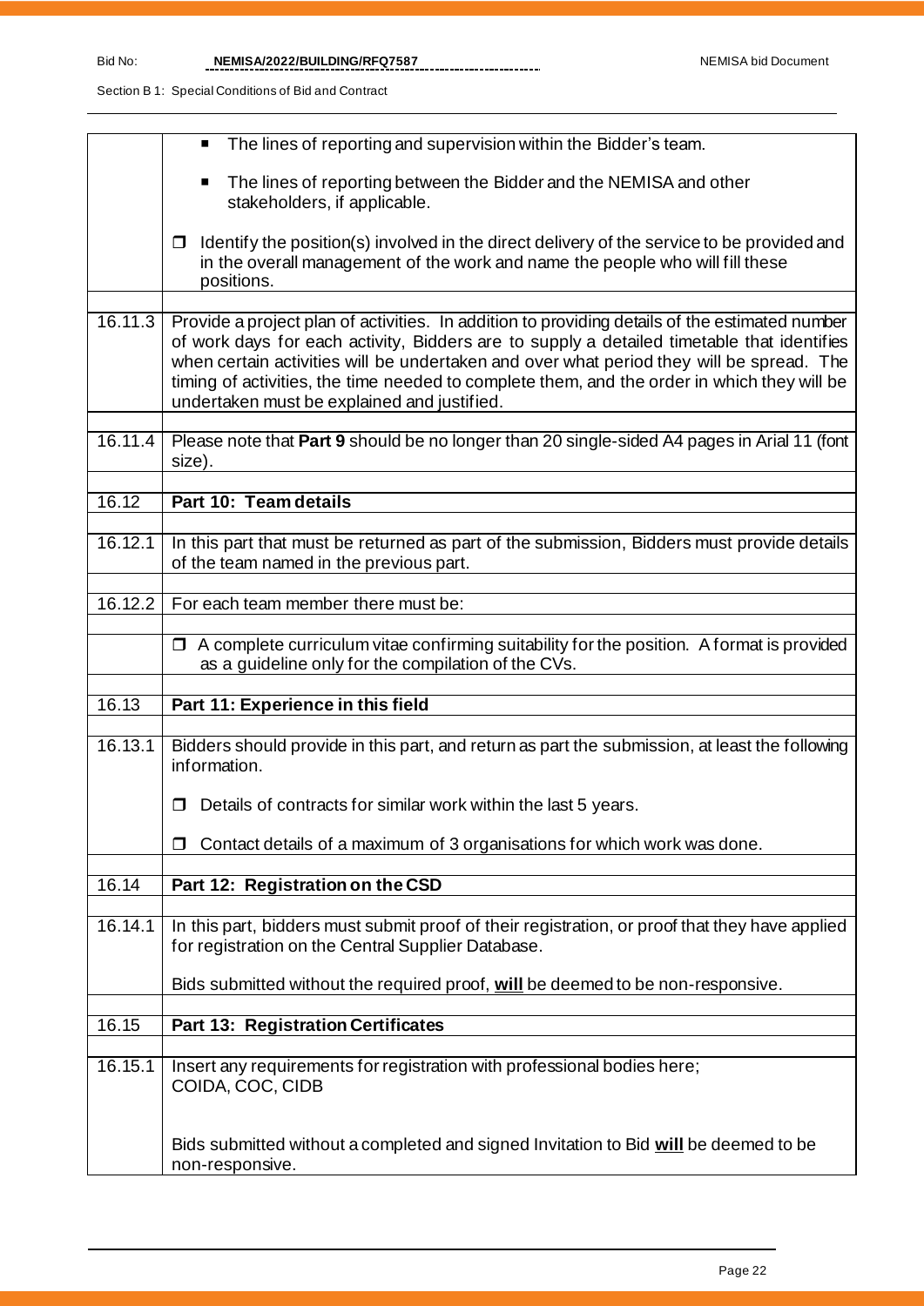| | |
|---|---|
| | ■ The lines of reporting and supervision within the Bidder's team.<br><br>■ The lines of reporting between the Bidder and the NEMISA and other stakeholders, if applicable.<br><br>❒ Identify the position(s) involved in the direct delivery of the service to be provided and in the overall management of the work and name the people who will fill these positions. |
| 16.11.3 | Provide a project plan of activities. In addition to providing details of the estimated number of work days for each activity, Bidders are to supply a detailed timetable that identifies when certain activities will be undertaken and over what period they will be spread. The timing of activities, the time needed to complete them, and the order in which they will be undertaken must be explained and justified. |
| 16.11.4 | Please note that **Part 9** should be no longer than 20 single-sided A4 pages in Arial 11 (font size). |
| 16.12 | **Part 10: Team details** |
| 16.12.1 | In this part that must be returned as part of the submission, Bidders must provide details of the team named in the previous part. |
| 16.12.2 | For each team member there must be: |
| | ❒ A complete curriculum vitae confirming suitability for the position. A format is provided as a guideline only for the compilation of the CVs. |
| 16.13 | **Part 11: Experience in this field** |
| 16.13.1 | Bidders should provide in this part, and return as part the submission, at least the following information.<br><br>❒ Details of contracts for similar work within the last 5 years.<br><br>❒ Contact details of a maximum of 3 organisations for which work was done. |
| 16.14 | **Part 12: Registration on the CSD** |
| 16.14.1 | In this part, bidders must submit proof of their registration, or proof that they have applied for registration on the Central Supplier Database.<br><br>Bids submitted without the required proof, **<u>will</u>** be deemed to be non-responsive. |
| 16.15 | **Part 13: Registration Certificates** |
| 16.15.1 | Insert any requirements for registration with professional bodies here;<br>COIDA, COC, CIDB<br><br>Bids submitted without a completed and signed Invitation to Bid **<u>will</u>** be deemed to be non-responsive. |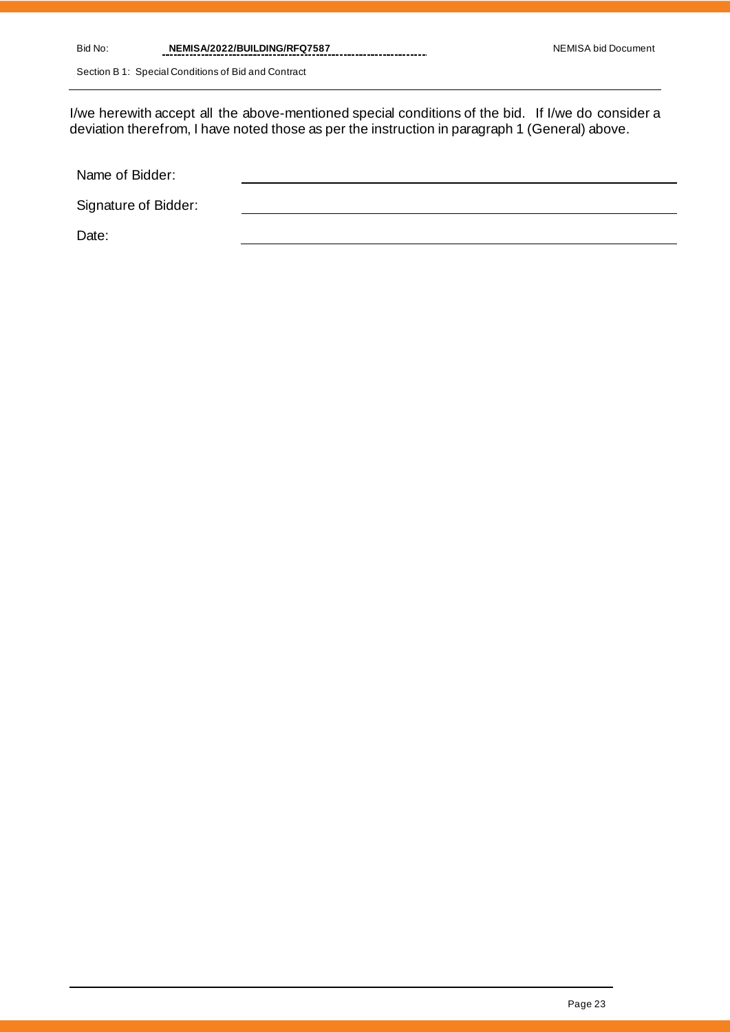I/we herewith accept all the above-mentioned special conditions of the bid. If I/we do consider a deviation therefrom, I have noted those as per the instruction in paragraph 1 (General) above.

| | |
|---|---|
| Name of Bidder: | |
| Signature of Bidder: | |
| Date: | |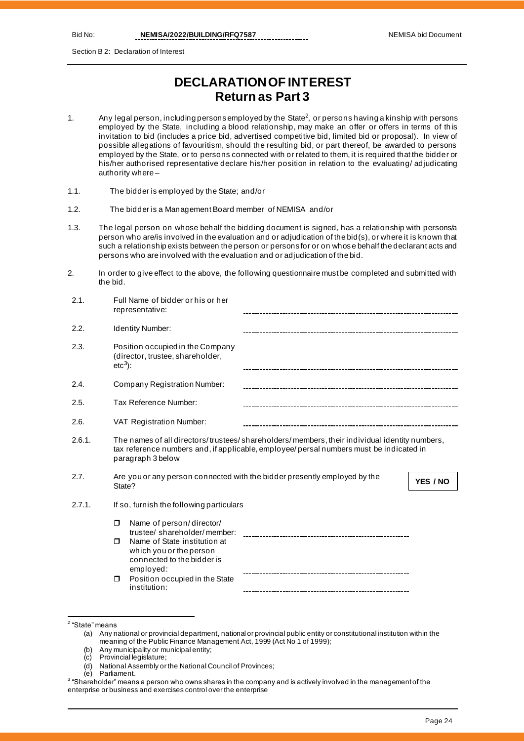# DECLARATION OF INTEREST
## Return as Part 3

1. Any legal person, including persons employed by the State[2], or persons having a kinship with persons employed by the State, including a blood relationship, may make an offer or offers in terms of this invitation to bid (includes a price bid, advertised competitive bid, limited bid or proposal). In view of possible allegations of favouritism, should the resulting bid, or part thereof, be awarded to persons employed by the State, or to persons connected with or related to them, it is required that the bidder or his/her authorised representative declare his/her position in relation to the evaluating/ adjudicating authority where –

1.1. The bidder is employed by the State; and/or

1.2. The bidder is a Management Board member of NEMISA and/or

1.3. The legal person on whose behalf the bidding document is signed, has a relationship with persons/a person who are/is involved in the evaluation and or adjudication of the bid(s), or where it is known that such a relationship exists between the person or persons for or on whose behalf the declarant acts and persons who are involved with the evaluation and or adjudication of the bid.

2. In order to give effect to the above, the following questionnaire must be completed and submitted with the bid.

2.1. Full Name of bidder or his or her representative: ____________________

2.2. Identity Number: ____________________

2.3. Position occupied in the Company (director, trustee, shareholder, etc[3]): ____________________

2.4. Company Registration Number: ____________________

2.5. Tax Reference Number: ____________________

2.6. VAT Registration Number: ____________________

2.6.1. The names of all directors/ trustees/ shareholders/ members, their individual identity numbers, tax reference numbers and, if applicable, employee/ persal numbers must be indicated in paragraph 3 below

2.7. Are you or any person connected with the bidder presently employed by the State? **YES / NO**

2.7.1. If so, furnish the following particulars

- ☐ Name of person/ director/ trustee/ shareholder/ member: ____________________
- ☐ Name of State institution at which you or the person connected to the bidder is employed: ____________________
- ☐ Position occupied in the State institution: ____________________

---

[2] "State" means
(a) Any national or provincial department, national or provincial public entity or constitutional institution within the meaning of the Public Finance Management Act, 1999 (Act No 1 of 1999);
(b) Any municipality or municipal entity;
(c) Provincial legislature;
(d) National Assembly or the National Council of Provinces;
(e) Parliament.

[3] "Shareholder" means a person who owns shares in the company and is actively involved in the management of the enterprise or business and exercises control over the enterprise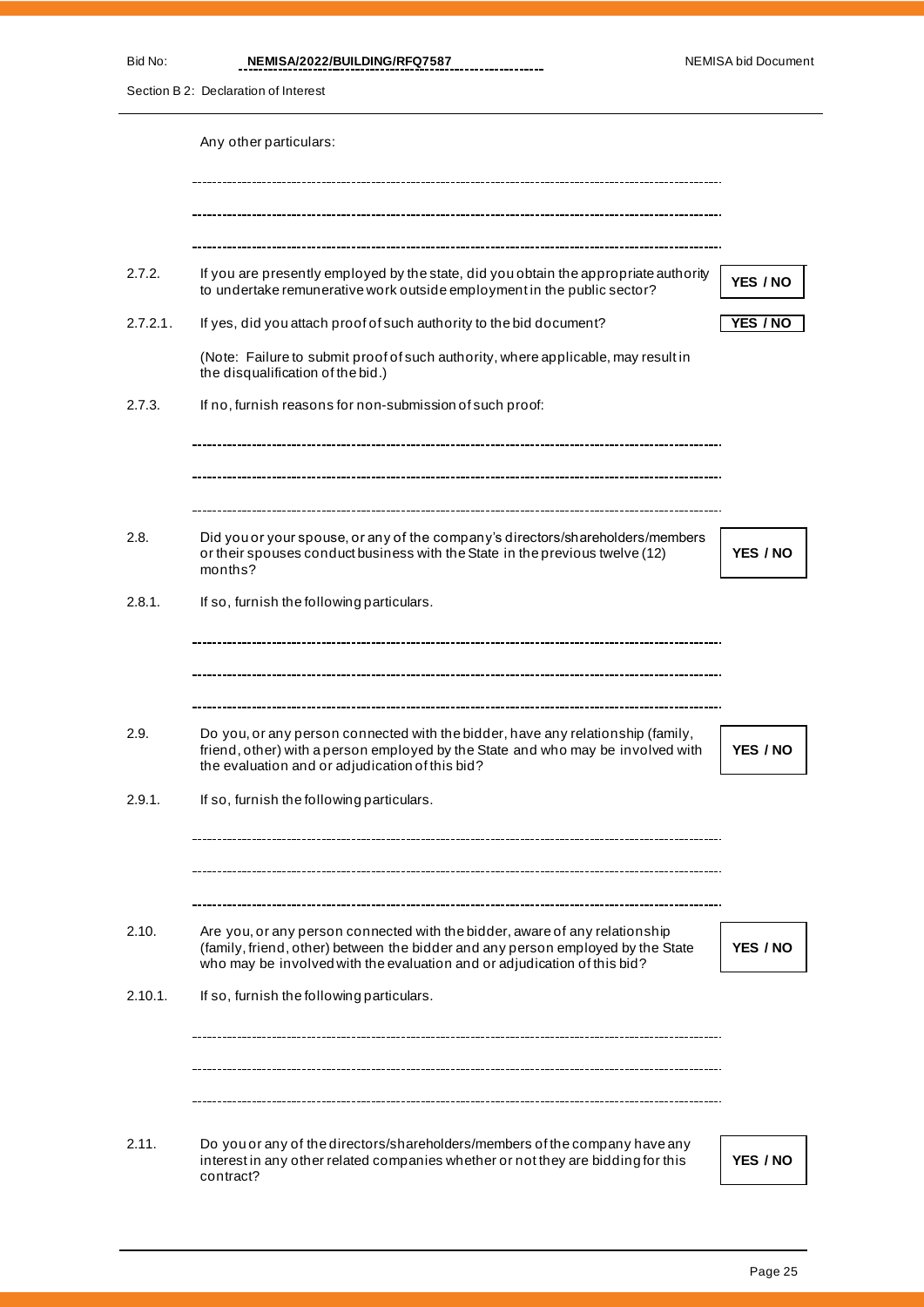Any other particulars:

---

---

---

2.7.2. If you are presently employed by the state, did you obtain the appropriate authority to undertake remunerative work outside employment in the public sector? **YES / NO**

2.7.2.1. If yes, did you attach proof of such authority to the bid document? **YES / NO**

(Note: Failure to submit proof of such authority, where applicable, may result in the disqualification of the bid.)

2.7.3. If no, furnish reasons for non-submission of such proof:

---

---

---

2.8. Did you or your spouse, or any of the company's directors/shareholders/members or their spouses conduct business with the State in the previous twelve (12) months? **YES / NO**

2.8.1. If so, furnish the following particulars.

---

---

---

2.9. Do you, or any person connected with the bidder, have any relationship (family, friend, other) with a person employed by the State and who may be involved with the evaluation and or adjudication of this bid? **YES / NO**

2.9.1. If so, furnish the following particulars.

---

---

---

2.10. Are you, or any person connected with the bidder, aware of any relationship (family, friend, other) between the bidder and any person employed by the State who may be involved with the evaluation and or adjudication of this bid? **YES / NO**

2.10.1. If so, furnish the following particulars.

---

---

---

2.11. Do you or any of the directors/shareholders/members of the company have any interest in any other related companies whether or not they are bidding for this contract? **YES / NO**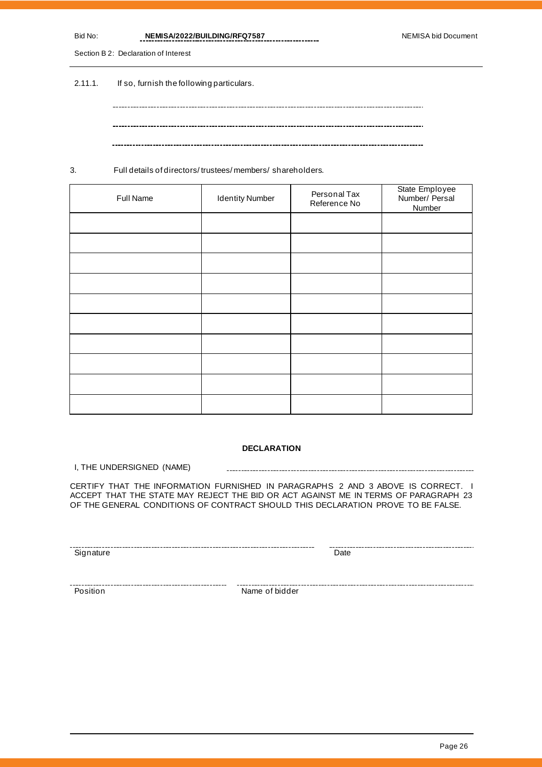2.11.1. If so, furnish the following particulars.

---

---

---

3. Full details of directors/ trustees/ members/ shareholders.

| Full Name | Identity Number | Personal Tax Reference No | State Employee Number/ Persal Number |
|---|---|---|---|
| | | | |
| | | | |
| | | | |
| | | | |
| | | | |
| | | | |
| | | | |
| | | | |
| | | | |
| | | | |

**DECLARATION**

I, THE UNDERSIGNED (NAME) ........................................................................

CERTIFY THAT THE INFORMATION FURNISHED IN PARAGRAPHS 2 AND 3 ABOVE IS CORRECT. I ACCEPT THAT THE STATE MAY REJECT THE BID OR ACT AGAINST ME IN TERMS OF PARAGRAPH 23 OF THE GENERAL CONDITIONS OF CONTRACT SHOULD THIS DECLARATION PROVE TO BE FALSE.

........................................................................ ........................................................
Signature Date

........................................................ ........................................................................
Position Name of bidder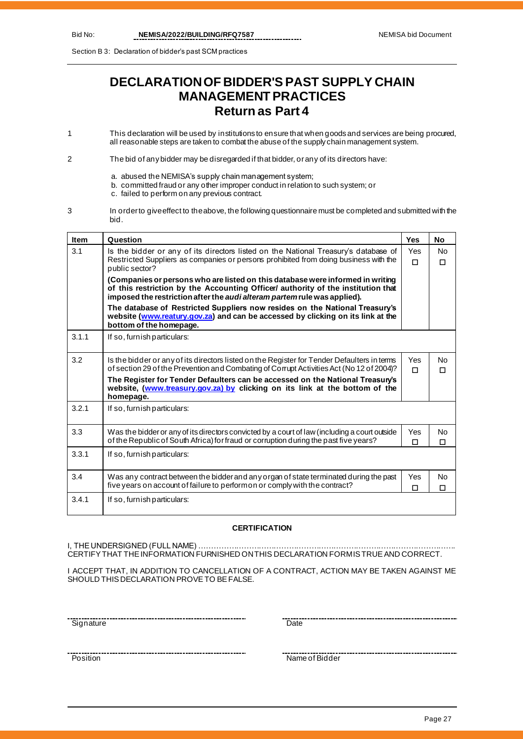Section B 3: Declaration of bidder's past SCM practices

# DECLARATION OF BIDDER'S PAST SUPPLY CHAIN MANAGEMENT PRACTICES
## Return as Part 4

1. This declaration will be used by institutions to ensure that when goods and services are being procured, all reasonable steps are taken to combat the abuse of the supply chain management system.

2. The bid of any bidder may be disregarded if that bidder, or any of its directors have:

   a. abused the NEMISA's supply chain management system;
   b. committed fraud or any other improper conduct in relation to such system; or
   c. failed to perform on any previous contract.

3. In order to give effect to the above, the following questionnaire must be completed and submitted with the bid.

| Item | Question | Yes | No |
|---|---|---|---|
| 3.1 | Is the bidder or any of its directors listed on the National Treasury's database of Restricted Suppliers as companies or persons prohibited from doing business with the public sector?<br>**(Companies or persons who are listed on this database were informed in writing of this restriction by the Accounting Officer/ authority of the institution that imposed the restriction after the *audi alteram partem* rule was applied).**<br>**The database of Restricted Suppliers now resides on the National Treasury's website (www.reatury.gov.za) and can be accessed by clicking on its link at the bottom of the homepage.** | Yes ☐ | No ☐ |
| 3.1.1 | If so, furnish particulars: | | |
| 3.2 | Is the bidder or any of its directors listed on the Register for Tender Defaulters in terms of section 29 of the Prevention and Combating of Corrupt Activities Act (No 12 of 2004)?<br>**The Register for Tender Defaulters can be accessed on the National Treasury's website, (www.treasury.gov.za) by clicking on its link at the bottom of the homepage.** | Yes ☐ | No ☐ |
| 3.2.1 | If so, furnish particulars: | | |
| 3.3 | Was the bidder or any of its directors convicted by a court of law (including a court outside of the Republic of South Africa) for fraud or corruption during the past five years? | Yes ☐ | No ☐ |
| 3.3.1 | If so, furnish particulars: | | |
| 3.4 | Was any contract between the bidder and any organ of state terminated during the past five years on account of failure to perform on or comply with the contract? | Yes ☐ | No ☐ |
| 3.4.1 | If so, furnish particulars: | | |

**CERTIFICATION**

I, THE UNDERSIGNED (FULL NAME) ………………………………………………………………………………………………
CERTIFY THAT THE INFORMATION FURNISHED ON THIS DECLARATION FORM IS TRUE AND CORRECT.

I ACCEPT THAT, IN ADDITION TO CANCELLATION OF A CONTRACT, ACTION MAY BE TAKEN AGAINST ME SHOULD THIS DECLARATION PROVE TO BE FALSE.

| | |
|---|---|
| Signature | Date |
| Position | Name of Bidder |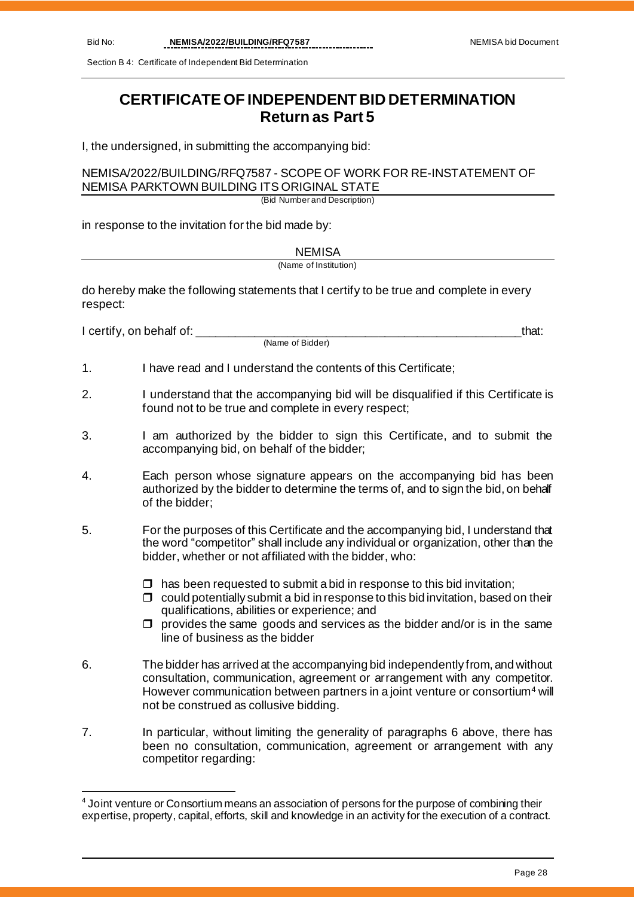# CERTIFICATE OF INDEPENDENT BID DETERMINATION
## Return as Part 5

I, the undersigned, in submitting the accompanying bid:

NEMISA/2022/BUILDING/RFQ7587 - SCOPE OF WORK FOR RE-INSTATEMENT OF NEMISA PARKTOWN BUILDING ITS ORIGINAL STATE
(Bid Number and Description)

in response to the invitation for the bid made by:

NEMISA
(Name of Institution)

do hereby make the following statements that I certify to be true and complete in every respect:

I certify, on behalf of: ___________________________________________________that:
(Name of Bidder)

1. I have read and I understand the contents of this Certificate;

2. I understand that the accompanying bid will be disqualified if this Certificate is found not to be true and complete in every respect;

3. I am authorized by the bidder to sign this Certificate, and to submit the accompanying bid, on behalf of the bidder;

4. Each person whose signature appears on the accompanying bid has been authorized by the bidder to determine the terms of, and to sign the bid, on behalf of the bidder;

5. For the purposes of this Certificate and the accompanying bid, I understand that the word "competitor" shall include any individual or organization, other than the bidder, whether or not affiliated with the bidder, who:

   - has been requested to submit a bid in response to this bid invitation;
   - could potentially submit a bid in response to this bid invitation, based on their qualifications, abilities or experience; and
   - provides the same goods and services as the bidder and/or is in the same line of business as the bidder

6. The bidder has arrived at the accompanying bid independently from, and without consultation, communication, agreement or arrangement with any competitor. However communication between partners in a joint venture or consortium[4] will not be construed as collusive bidding.

7. In particular, without limiting the generality of paragraphs 6 above, there has been no consultation, communication, agreement or arrangement with any competitor regarding:

---

[4] Joint venture or Consortium means an association of persons for the purpose of combining their expertise, property, capital, efforts, skill and knowledge in an activity for the execution of a contract.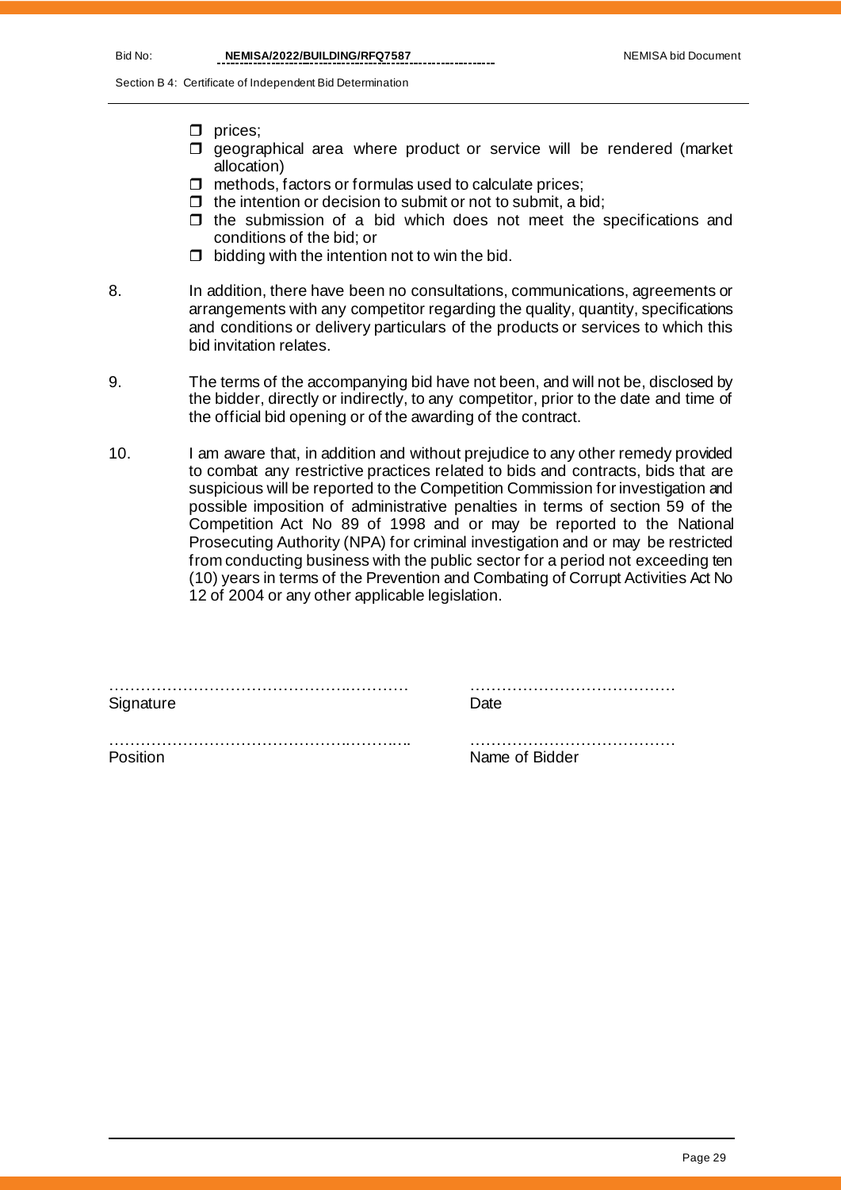- ❒ prices;
- ❒ geographical area where product or service will be rendered (market allocation)
- ❒ methods, factors or formulas used to calculate prices;
- ❒ the intention or decision to submit or not to submit, a bid;
- ❒ the submission of a bid which does not meet the specifications and conditions of the bid; or
- ❒ bidding with the intention not to win the bid.

8. In addition, there have been no consultations, communications, agreements or arrangements with any competitor regarding the quality, quantity, specifications and conditions or delivery particulars of the products or services to which this bid invitation relates.

9. The terms of the accompanying bid have not been, and will not be, disclosed by the bidder, directly or indirectly, to any competitor, prior to the date and time of the official bid opening or of the awarding of the contract.

10. I am aware that, in addition and without prejudice to any other remedy provided to combat any restrictive practices related to bids and contracts, bids that are suspicious will be reported to the Competition Commission for investigation and possible imposition of administrative penalties in terms of section 59 of the Competition Act No 89 of 1998 and or may be reported to the National Prosecuting Authority (NPA) for criminal investigation and or may be restricted from conducting business with the public sector for a period not exceeding ten (10) years in terms of the Prevention and Combating of Corrupt Activities Act No 12 of 2004 or any other applicable legislation.

| | |
|---|---|
| ……………………………………………… | ………………………………… |
| Signature | Date |
| ……………………………………………… | ………………………………… |
| Position | Name of Bidder |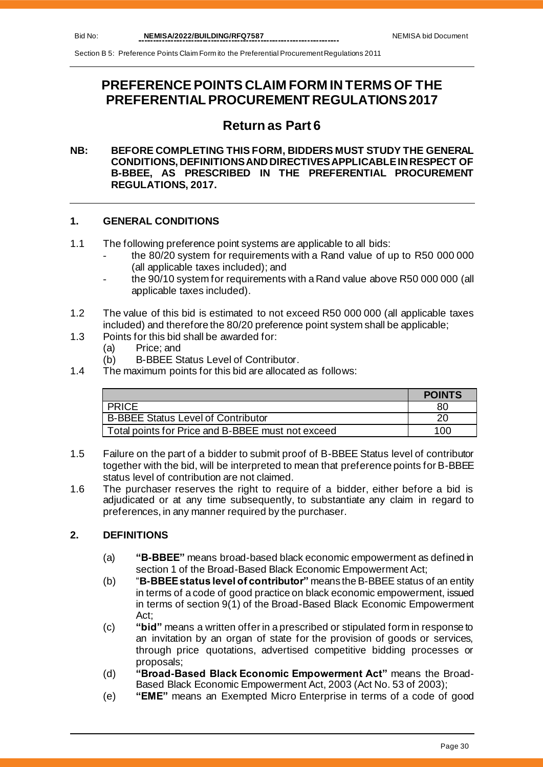# PREFERENCE POINTS CLAIM FORM IN TERMS OF THE PREFERENTIAL PROCUREMENT REGULATIONS 2017

## Return as Part 6

**NB: BEFORE COMPLETING THIS FORM, BIDDERS MUST STUDY THE GENERAL CONDITIONS, DEFINITIONS AND DIRECTIVES APPLICABLE IN RESPECT OF B-BBEE, AS PRESCRIBED IN THE PREFERENTIAL PROCUREMENT REGULATIONS, 2017.**

### 1. GENERAL CONDITIONS

1.1 The following preference point systems are applicable to all bids:
- the 80/20 system for requirements with a Rand value of up to R50 000 000 (all applicable taxes included); and
- the 90/10 system for requirements with a Rand value above R50 000 000 (all applicable taxes included).

1.2 The value of this bid is estimated to not exceed R50 000 000 (all applicable taxes included) and therefore the 80/20 preference point system shall be applicable;

1.3 Points for this bid shall be awarded for:
   (a) Price; and
   (b) B-BBEE Status Level of Contributor.

1.4 The maximum points for this bid are allocated as follows:

| | POINTS |
|---|---|
| PRICE | 80 |
| B-BBEE Status Level of Contributor | 20 |
| Total points for Price and B-BBEE must not exceed | 100 |

1.5 Failure on the part of a bidder to submit proof of B-BBEE Status level of contributor together with the bid, will be interpreted to mean that preference points for B-BBEE status level of contribution are not claimed.

1.6 The purchaser reserves the right to require of a bidder, either before a bid is adjudicated or at any time subsequently, to substantiate any claim in regard to preferences, in any manner required by the purchaser.

### 2. DEFINITIONS

(a) **"B-BBEE"** means broad-based black economic empowerment as defined in section 1 of the Broad-Based Black Economic Empowerment Act;

(b) "**B-BBEE status level of contributor"** means the B-BBEE status of an entity in terms of a code of good practice on black economic empowerment, issued in terms of section 9(1) of the Broad-Based Black Economic Empowerment Act;

(c) **"bid"** means a written offer in a prescribed or stipulated form in response to an invitation by an organ of state for the provision of goods or services, through price quotations, advertised competitive bidding processes or proposals;

(d) **"Broad-Based Black Economic Empowerment Act"** means the Broad-Based Black Economic Empowerment Act, 2003 (Act No. 53 of 2003);

(e) **"EME"** means an Exempted Micro Enterprise in terms of a code of good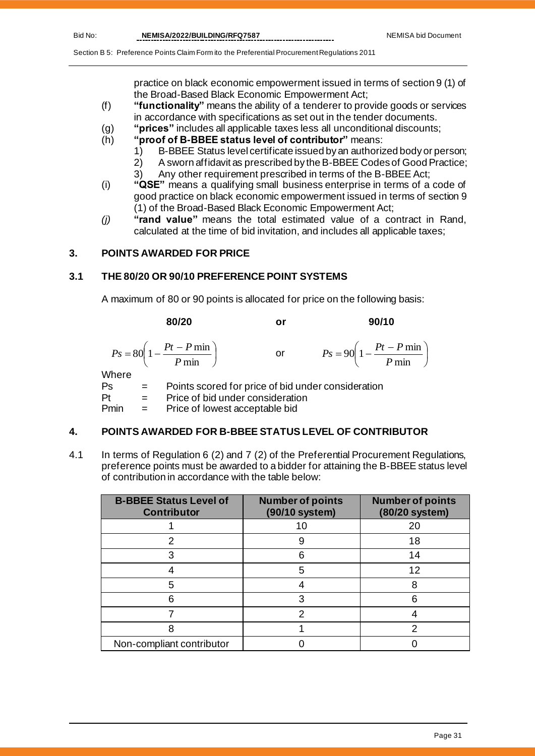practice on black economic empowerment issued in terms of section 9 (1) of the Broad-Based Black Economic Empowerment Act;

(f) **"functionality"** means the ability of a tenderer to provide goods or services in accordance with specifications as set out in the tender documents.

(g) **"prices"** includes all applicable taxes less all unconditional discounts;

(h) **"proof of B-BBEE status level of contributor"** means:
   1) B-BBEE Status level certificate issued by an authorized body or person;
   2) A sworn affidavit as prescribed by the B-BBEE Codes of Good Practice;
   3) Any other requirement prescribed in terms of the B-BBEE Act;

(i) **"QSE"** means a qualifying small business enterprise in terms of a code of good practice on black economic empowerment issued in terms of section 9 (1) of the Broad-Based Black Economic Empowerment Act;

*(j)* **"rand value"** means the total estimated value of a contract in Rand, calculated at the time of bid invitation, and includes all applicable taxes;

## 3. POINTS AWARDED FOR PRICE

### 3.1 THE 80/20 OR 90/10 PREFERENCE POINT SYSTEMS

A maximum of 80 or 90 points is allocated for price on the following basis:

**80/20** **or** **90/10**

$$Ps = 80\left(1 - \frac{Pt - P\min}{P\min}\right) \quad \text{or} \quad Ps = 90\left(1 - \frac{Pt - P\min}{P\min}\right)$$

Where

Ps = Points scored for price of bid under consideration

Pt = Price of bid under consideration

Pmin = Price of lowest acceptable bid

## 4. POINTS AWARDED FOR B-BBEE STATUS LEVEL OF CONTRIBUTOR

4.1 In terms of Regulation 6 (2) and 7 (2) of the Preferential Procurement Regulations, preference points must be awarded to a bidder for attaining the B-BBEE status level of contribution in accordance with the table below:

| B-BBEE Status Level of Contributor | Number of points (90/10 system) | Number of points (80/20 system) |
|---|---|---|
| 1 | 10 | 20 |
| 2 | 9 | 18 |
| 3 | 6 | 14 |
| 4 | 5 | 12 |
| 5 | 4 | 8 |
| 6 | 3 | 6 |
| 7 | 2 | 4 |
| 8 | 1 | 2 |
| Non-compliant contributor | 0 | 0 |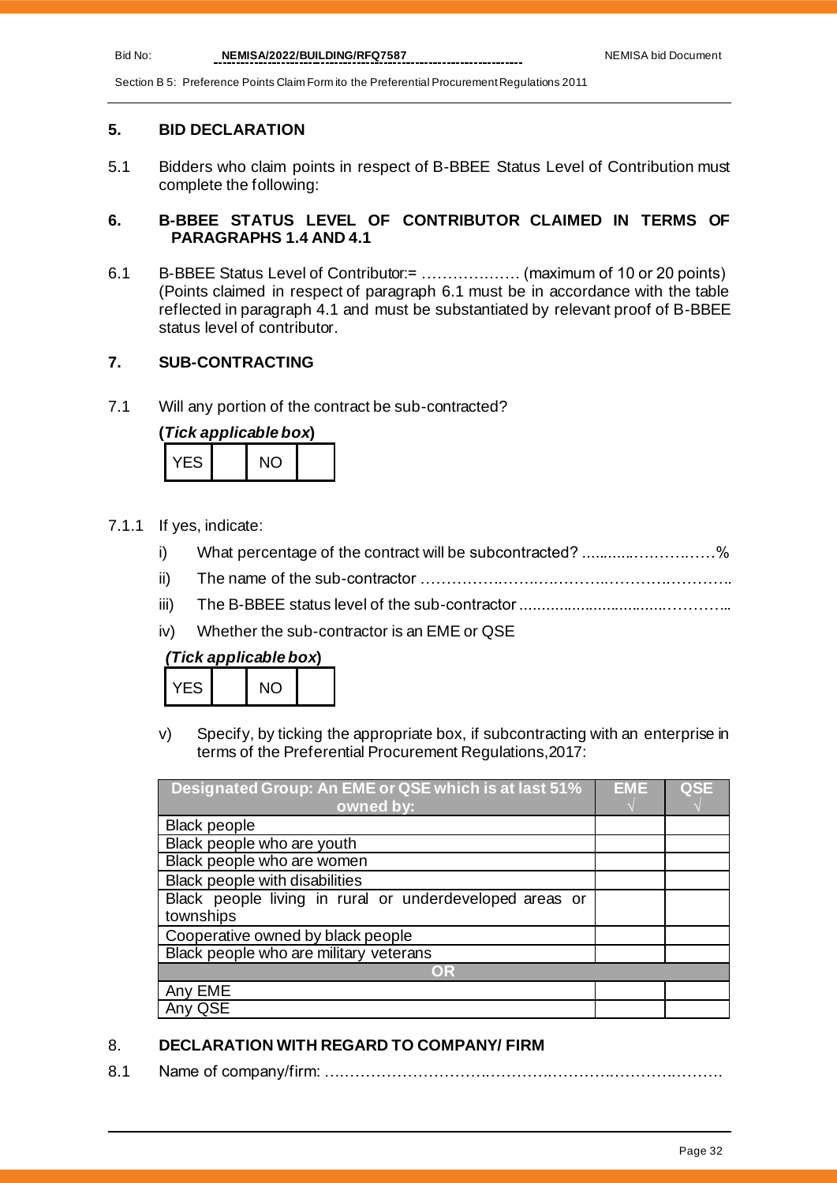## 5. BID DECLARATION

5.1 Bidders who claim points in respect of B-BBEE Status Level of Contribution must complete the following:

## 6. B-BBEE STATUS LEVEL OF CONTRIBUTOR CLAIMED IN TERMS OF PARAGRAPHS 1.4 AND 4.1

6.1 B-BBEE Status Level of Contributor:= ………………. (maximum of 10 or 20 points)
(Points claimed in respect of paragraph 6.1 must be in accordance with the table reflected in paragraph 4.1 and must be substantiated by relevant proof of B-BBEE status level of contributor.

## 7. SUB-CONTRACTING

7.1 Will any portion of the contract be sub-contracted?

**(*Tick applicable box*)**

| YES | | NO | |
|---|---|---|---|

7.1.1 If yes, indicate:

i) What percentage of the contract will be subcontracted? ............……….……%

ii) The name of the sub-contractor …………….……..…….……….……….………..

iii) The B-BBEE status level of the sub-contractor ...............................………..

iv) Whether the sub-contractor is an EME or QSE

***(Tick applicable box)***

| YES | | NO | |
|---|---|---|---|

v) Specify, by ticking the appropriate box, if subcontracting with an enterprise in terms of the Preferential Procurement Regulations,2017:

| Designated Group: An EME or QSE which is at last 51% owned by: | EME √ | QSE √ |
|---|---|---|
| Black people | | |
| Black people who are youth | | |
| Black people who are women | | |
| Black people with disabilities | | |
| Black people living in rural or underdeveloped areas or townships | | |
| Cooperative owned by black people | | |
| Black people who are military veterans | | |
| **OR** | | |
| Any EME | | |
| Any QSE | | |

## 8. DECLARATION WITH REGARD TO COMPANY/ FIRM

8.1 Name of company/firm: ….……………………….……….……………….……….……….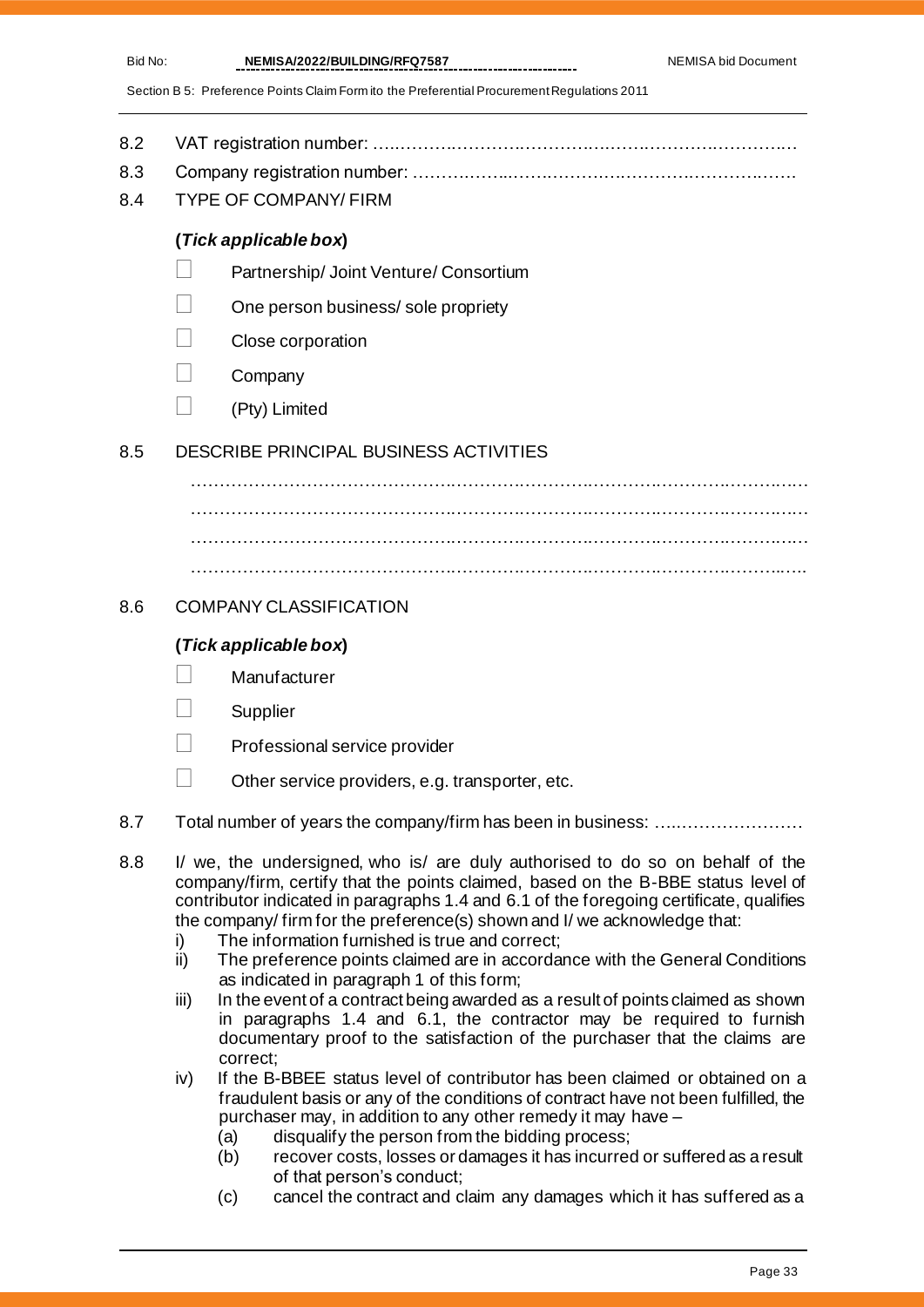8.2 VAT registration number: ……………………………………………………………………

8.3 Company registration number: ……………………………………………………………

8.4 TYPE OF COMPANY/ FIRM

**(*Tick applicable box*)**

- ☐ Partnership/ Joint Venture/ Consortium
- ☐ One person business/ sole propriety
- ☐ Close corporation
- ☐ Company
- ☐ (Pty) Limited

8.5 DESCRIBE PRINCIPAL BUSINESS ACTIVITIES

…………………………………………………………………………………………………
…………………………………………………………………………………………………
…………………………………………………………………………………………………
…………………………………………………………………………………………………

8.6 COMPANY CLASSIFICATION

**(*Tick applicable box*)**

- ☐ Manufacturer
- ☐ Supplier
- ☐ Professional service provider
- ☐ Other service providers, e.g. transporter, etc.

8.7 Total number of years the company/firm has been in business: ……………………

8.8 I/ we, the undersigned, who is/ are duly authorised to do so on behalf of the company/firm, certify that the points claimed, based on the B-BBE status level of contributor indicated in paragraphs 1.4 and 6.1 of the foregoing certificate, qualifies the company/ firm for the preference(s) shown and I/ we acknowledge that:

i) The information furnished is true and correct;

ii) The preference points claimed are in accordance with the General Conditions as indicated in paragraph 1 of this form;

iii) In the event of a contract being awarded as a result of points claimed as shown in paragraphs 1.4 and 6.1, the contractor may be required to furnish documentary proof to the satisfaction of the purchaser that the claims are correct;

iv) If the B-BBEE status level of contributor has been claimed or obtained on a fraudulent basis or any of the conditions of contract have not been fulfilled, the purchaser may, in addition to any other remedy it may have –

(a) disqualify the person from the bidding process;

(b) recover costs, losses or damages it has incurred or suffered as a result of that person's conduct;

(c) cancel the contract and claim any damages which it has suffered as a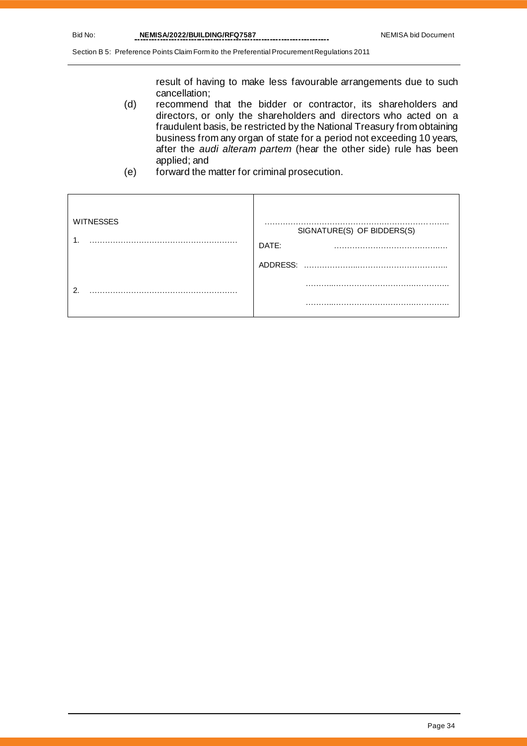result of having to make less favourable arrangements due to such cancellation;

(d) recommend that the bidder or contractor, its shareholders and directors, or only the shareholders and directors who acted on a fraudulent basis, be restricted by the National Treasury from obtaining business from any organ of state for a period not exceeding 10 years, after the *audi alteram partem* (hear the other side) rule has been applied; and

(e) forward the matter for criminal prosecution.

| WITNESSES | ……………………………………………………………….. SIGNATURE(S) OF BIDDERS(S) |
|---|---|
| 1. ……………………………………………… | DATE: ……………………………………. |
| | ADDRESS: ………………..…………………………….. |
| 2. ……………………………………………… | ……….……………………………………….. |
| | ……….……………………………………….. |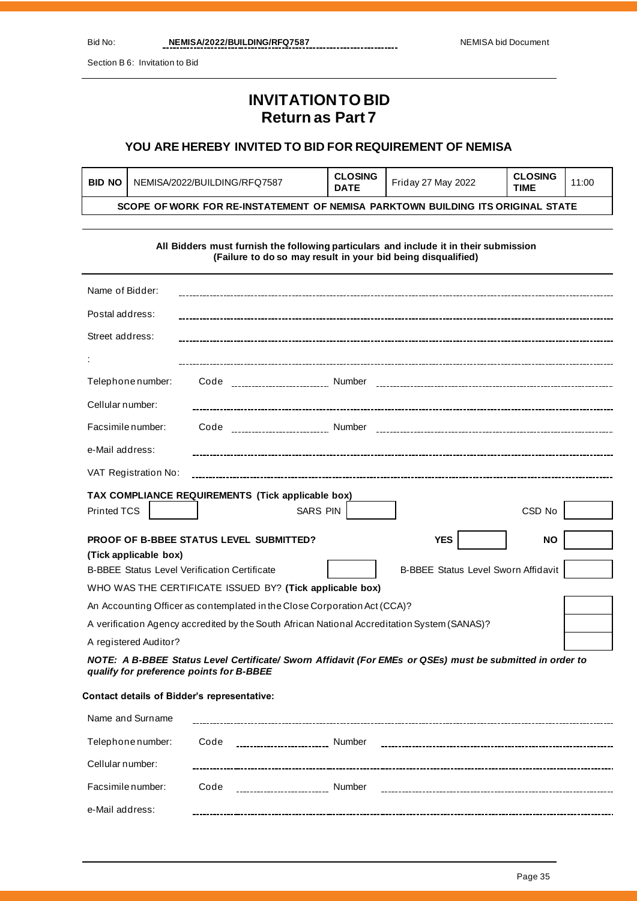# INVITATION TO BID
## Return as Part 7

### YOU ARE HEREBY INVITED TO BID FOR REQUIREMENT OF NEMISA

| BID NO | NEMISA/2022/BUILDING/RFQ7587 | CLOSING DATE | Friday 27 May 2022 | CLOSING TIME | 11:00 |
|---|---|---|---|---|---|
| **SCOPE OF WORK FOR RE-INSTATEMENT OF NEMISA PARKTOWN BUILDING ITS ORIGINAL STATE** | | | | | |

**All Bidders must furnish the following particulars and include it in their submission (Failure to do so may result in your bid being disqualified)**

Name of Bidder: ____________________

Postal address: ____________________

Street address: ____________________

: ____________________

Telephone number: Code __________ Number ____________________

Cellular number: ____________________

Facsimile number: Code __________ Number ____________________

e-Mail address: ____________________

VAT Registration No: ____________________

**TAX COMPLIANCE REQUIREMENTS (Tick applicable box)**

| Printed TCS | | SARS PIN | | CSD No | |
|---|---|---|---|---|---|

| **PROOF OF B-BBEE STATUS LEVEL SUBMITTED? (Tick applicable box)** | **YES** | | **NO** | |
|---|---|---|---|---|
| B-BBEE Status Level Verification Certificate | | B-BBEE Status Level Sworn Affidavit | | |

WHO WAS THE CERTIFICATE ISSUED BY? **(Tick applicable box)**

| | |
|---|---|
| An Accounting Officer as contemplated in the Close Corporation Act (CCA)? | |
| A verification Agency accredited by the South African National Accreditation System (SANAS)? | |
| A registered Auditor? | |

***NOTE: A B-BBEE Status Level Certificate/ Sworn Affidavit (For EMEs or QSEs) must be submitted in order to qualify for preference points for B-BBEE***

**Contact details of Bidder's representative:**

Name and Surname ____________________

Telephone number: Code __________ Number ____________________

Cellular number: ____________________

Facsimile number: Code __________ Number ____________________

e-Mail address: ____________________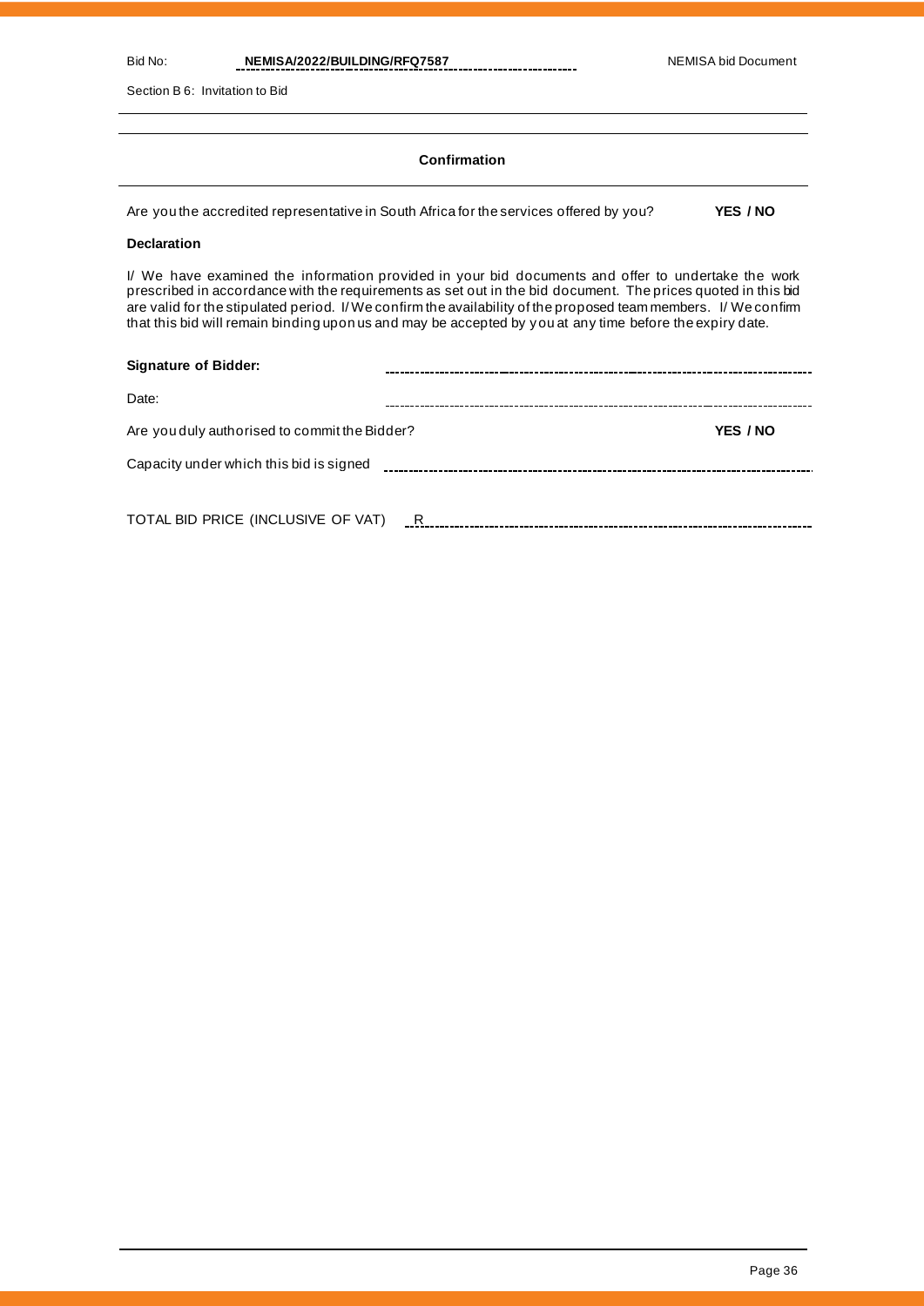### Confirmation

Are you the accredited representative in South Africa for the services offered by you? **YES / NO**

**Declaration**

I/ We have examined the information provided in your bid documents and offer to undertake the work prescribed in accordance with the requirements as set out in the bid document. The prices quoted in this bid are valid for the stipulated period. I/ We confirm the availability of the proposed team members. I/ We confirm that this bid will remain binding upon us and may be accepted by you at any time before the expiry date.

**Signature of Bidder:** ------------------------------------------------------------

Date: ------------------------------------------------------------

Are you duly authorised to commit the Bidder? **YES / NO**

Capacity under which this bid is signed ------------------------------------------------------------

TOTAL BID PRICE (INCLUSIVE OF VAT) R ------------------------------------------------------------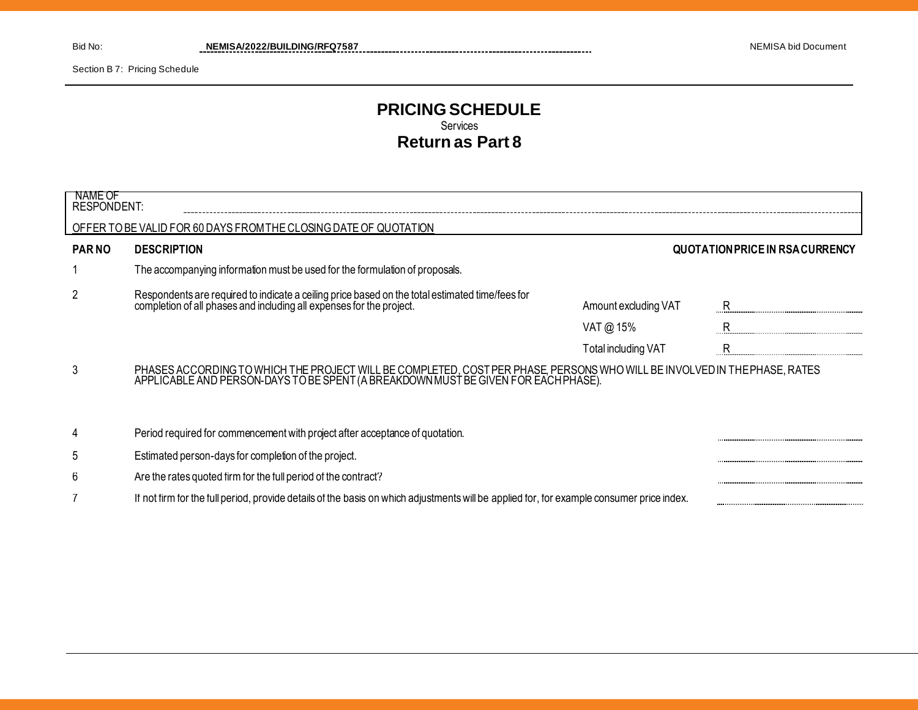Bid No: NEMISA/2022/BUILDING/RFQ7587

Section B 7: Pricing Schedule

# PRICING SCHEDULE

Services

## Return as Part 8

NAME OF RESPONDENT: ____________________

OFFER TO BE VALID FOR 60 DAYS FROM THE CLOSING DATE OF QUOTATION

| PAR NO | DESCRIPTION | | QUOTATION PRICE IN RSA CURRENCY |
|---|---|---|---|
| 1 | The accompanying information must be used for the formulation of proposals. | | |
| 2 | Respondents are required to indicate a ceiling price based on the total estimated time/fees for completion of all phases and including all expenses for the project. | Amount excluding VAT | R |
| | | VAT @ 15% | R |
| | | Total including VAT | R |
| 3 | PHASES ACCORDING TO WHICH THE PROJECT WILL BE COMPLETED, COST PER PHASE, PERSONS WHO WILL BE INVOLVED IN THE PHASE, RATES APPLICABLE AND PERSON-DAYS TO BE SPENT (A BREAKDOWN MUST BE GIVEN FOR EACH PHASE). | | |
| 4 | Period required for commencement with project after acceptance of quotation. | | |
| 5 | Estimated person-days for completion of the project. | | |
| 6 | Are the rates quoted firm for the full period of the contract? | | |
| 7 | If not firm for the full period, provide details of the basis on which adjustments will be applied for, for example consumer price index. | | |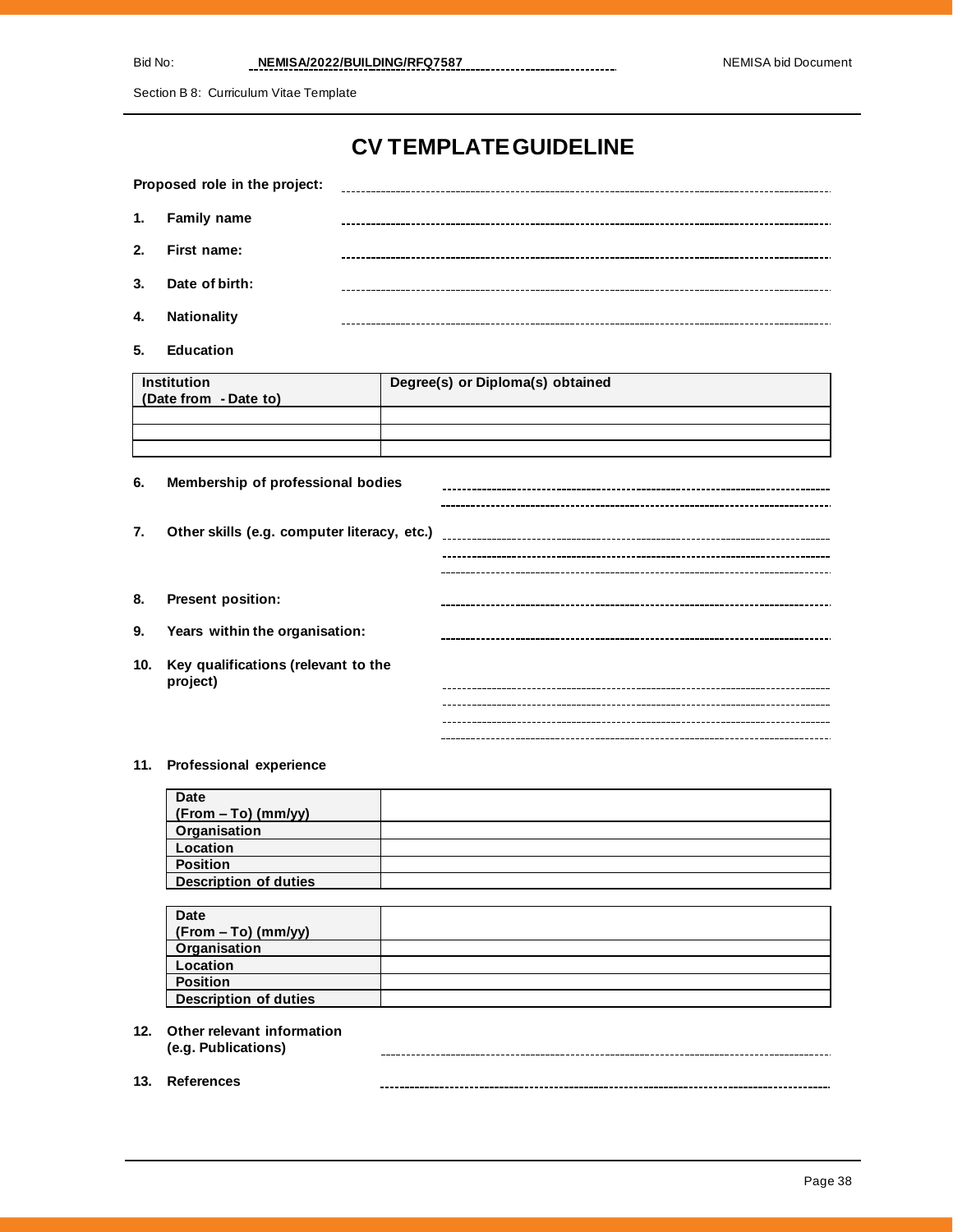# CV TEMPLATE GUIDELINE

**Proposed role in the project:** ..........................................................

1. **Family name** ..........................................................
2. **First name:** ..........................................................
3. **Date of birth:** ..........................................................
4. **Nationality** ..........................................................
5. **Education**

| Institution (Date from - Date to) | Degree(s) or Diploma(s) obtained |
|---|---|
| | |
| | |
| | |

6. **Membership of professional bodies** ..........................................................
7. **Other skills (e.g. computer literacy, etc.)** ..........................................................
8. **Present position:** ..........................................................
9. **Years within the organisation:** ..........................................................
10. **Key qualifications (relevant to the project)** ..........................................................
11. **Professional experience**

| | |
|---|---|
| **Date (From – To) (mm/yy)** | |
| **Organisation** | |
| **Location** | |
| **Position** | |
| **Description of duties** | |

| | |
|---|---|
| **Date (From – To) (mm/yy)** | |
| **Organisation** | |
| **Location** | |
| **Position** | |
| **Description of duties** | |

12. **Other relevant information (e.g. Publications)** ..........................................................
13. **References** ..........................................................